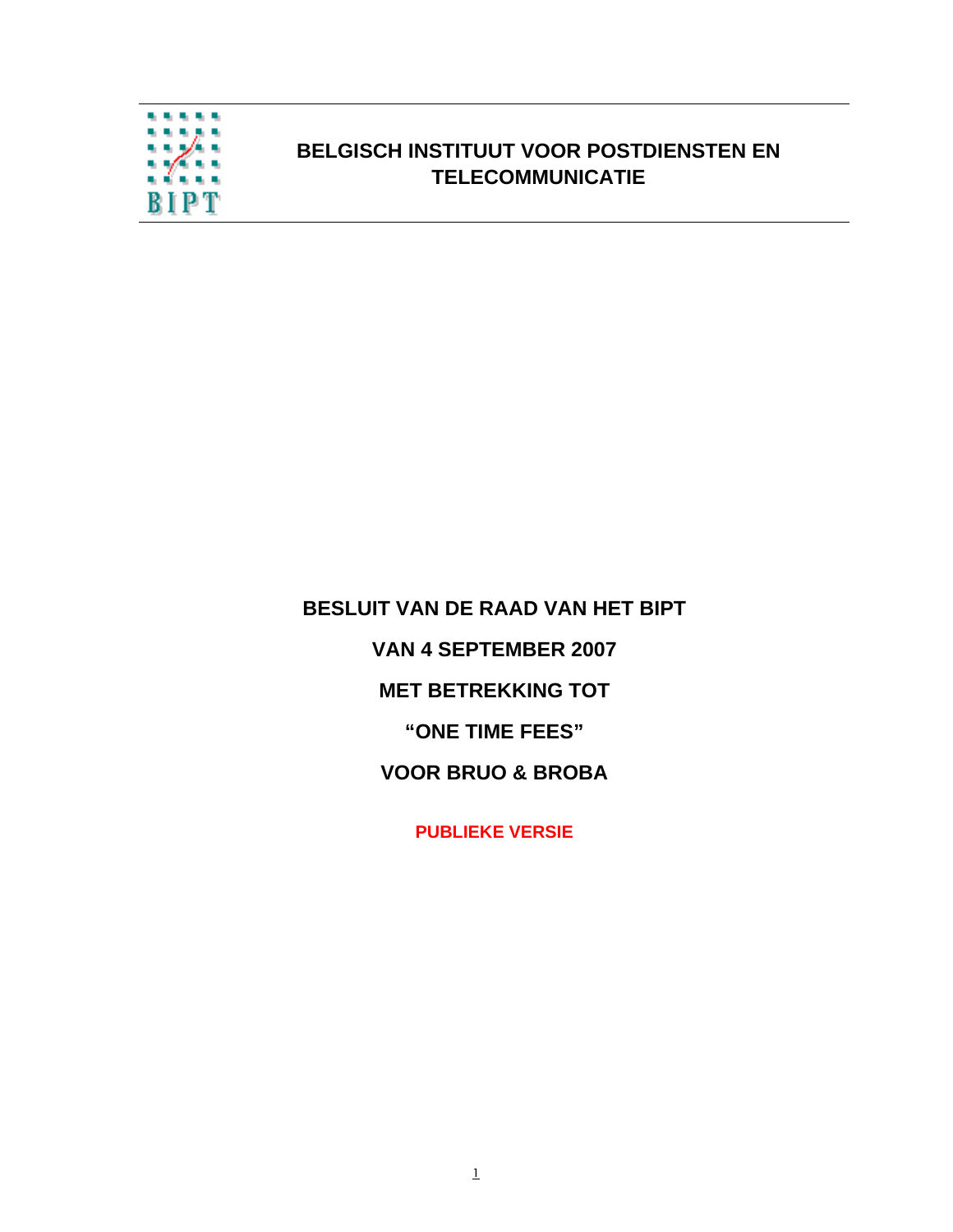**BELGISCH INSTITUUT VOOR POSTDIENSTEN EN TELECOMMUNICATIE**

# BESLUIT VAN DE RAAD VAN HET BIPT

# VAN 4 SEPTEMBER 2007

# MET BETREKKING TOT

# “ONE TIME FEES”

# VOOR BRUO & BROBA

**PUBLIEKE VERSIE**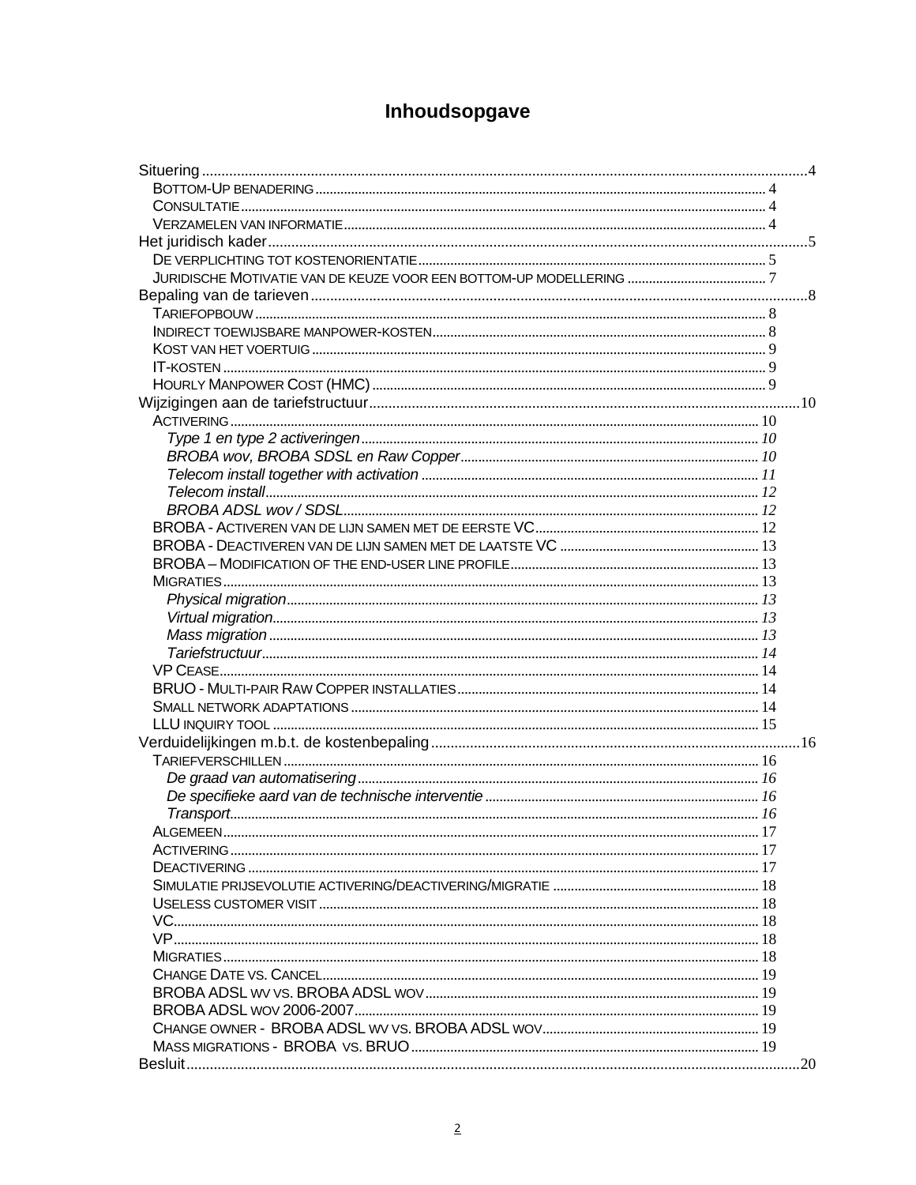# Inhoudsopgave

Situering ....................................................................................................................................................4
- BOTTOM-UP BENADERING ........................................................................................................................ 4
- CONSULTATIE ............................................................................................................................................ 4
- VERZAMELEN VAN INFORMATIE ............................................................................................................... 4

Het juridisch kader .........................................................................................................................................5
- DE VERPLICHTING TOT KOSTENORIENTATIE .............................................................................................. 5
- JURIDISCHE MOTIVATIE VAN DE KEUZE VOOR EEN BOTTOM-UP MODELLERING ....................................... 7

Bepaling van de tarieven ..................................................................................................................................8
- TARIEFOPBOUW ......................................................................................................................................... 8
- INDIRECT TOEWIJSBARE MANPOWER-KOSTEN ........................................................................................... 8
- KOST VAN HET VOERTUIG ......................................................................................................................... 9
- IT-KOSTEN ................................................................................................................................................. 9
- HOURLY MANPOWER COST (HMC) ........................................................................................................... 9

Wijzigingen aan de tariefstructuur .................................................................................................................10
- ACTIVERING ............................................................................................................................................. 10
  - *Type 1 en type 2 activeringen* ............................................................................................................. *10*
  - *BROBA wov, BROBA SDSL en Raw Copper* ........................................................................................ *10*
  - *Telecom install together with activation* .............................................................................................. *11*
  - *Telecom install* ................................................................................................................................... *12*
  - *BROBA ADSL wov / SDSL* .................................................................................................................... *12*
- BROBA - ACTIVEREN VAN DE LIJN SAMEN MET DE EERSTE VC ............................................................... 12
- BROBA - DEACTIVEREN VAN DE LIJN SAMEN MET DE LAATSTE VC ......................................................... 13
- BROBA – MODIFICATION OF THE END-USER LINE PROFILE ...................................................................... 13
- MIGRATIES ............................................................................................................................................... 13
  - *Physical migration* .............................................................................................................................. *13*
  - *Virtual migration* ................................................................................................................................ *13*
  - *Mass migration* .................................................................................................................................. *13*
  - *Tariefstructuur* ................................................................................................................................... *14*
- VP CEASE .................................................................................................................................................. 14
- BRUO - MULTI-PAIR RAW COPPER INSTALLATIES ..................................................................................... 14
- SMALL NETWORK ADAPTATIONS ............................................................................................................... 14
- LLU INQUIRY TOOL ................................................................................................................................... 15

Verduidelijkingen m.b.t. de kostenbepaling ....................................................................................................16
- TARIEFVERSCHILLEN ................................................................................................................................. 16
  - *De graad van automatisering* ............................................................................................................... *16*
  - *De specifieke aard van de technische interventie* ................................................................................... *16*
  - *Transport* .......................................................................................................................................... *16*
- ALGEMEEN ................................................................................................................................................ 17
- ACTIVERING ............................................................................................................................................. 17
- DEACTIVERING .......................................................................................................................................... 17
- SIMULATIE PRIJSEVOLUTIE ACTIVERING/DEACTIVERING/MIGRATIE .......................................................... 18
- USELESS CUSTOMER VISIT ......................................................................................................................... 18
- VC ............................................................................................................................................................. 18
- VP ............................................................................................................................................................. 18
- MIGRATIES ............................................................................................................................................... 18
- CHANGE DATE VS. CANCEL ......................................................................................................................... 19
- BROBA ADSL WV VS. BROBA ADSL WOV ................................................................................................ 19
- BROBA ADSL WOV 2006-2007 ................................................................................................................... 19
- CHANGE OWNER - BROBA ADSL WV VS. BROBA ADSL WOV ................................................................... 19
- MASS MIGRATIONS - BROBA VS. BRUO ..................................................................................................... 19

Besluit ..........................................................................................................................................................20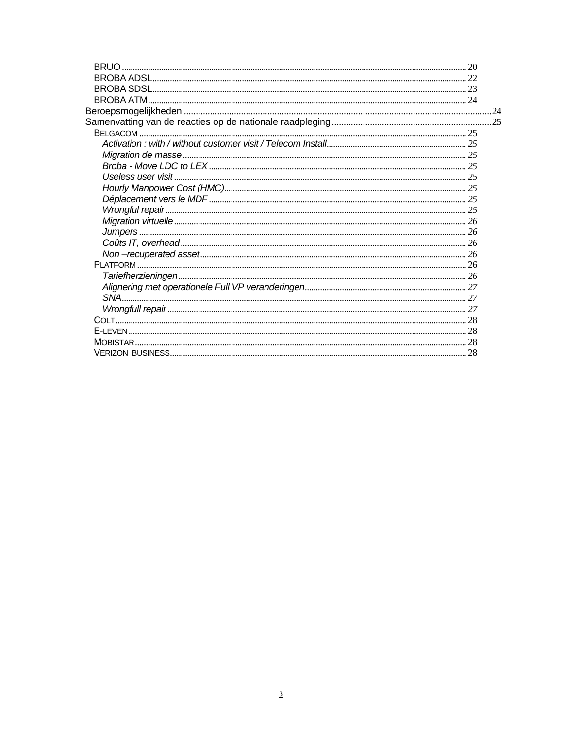BRUO ........................................................................................................................................... 20
BROBA ADSL............................................................................................................................. 22
BROBA SDSL............................................................................................................................. 23
BROBA ATM............................................................................................................................... 24
Beroepsmogelijkheden ................................................................................................................24
Samenvatting van de reacties op de nationale raadpleging ..................................................................25
BELGACOM .................................................................................................................................. 25
*Activation : with / without customer visit / Telecom Install.......................................................... 25*
*Migration de masse ........................................................................................................................ 25*
*Broba - Move LDC to LEX ............................................................................................................ 25*
*Useless user visit ............................................................................................................................ 25*
*Hourly Manpower Cost (HMC)....................................................................................................... 25*
*Déplacement vers le MDF ............................................................................................................. 25*
*Wrongful repair ............................................................................................................................. 25*
*Migration virtuelle .......................................................................................................................... 26*
*Jumpers ......................................................................................................................................... 26*
*Coûts IT, overhead ......................................................................................................................... 26*
*Non –recuperated asset ................................................................................................................. 26*
PLATFORM ................................................................................................................................... 26
*Tariefherzieningen ......................................................................................................................... 26*
*Alignering met operationele Full VP veranderingen..................................................................... 27*
*SNA................................................................................................................................................ 27*
*Wrongfull repair ............................................................................................................................. 27*
COLT.............................................................................................................................................. 28
E-LEVEN........................................................................................................................................ 28
MOBISTAR..................................................................................................................................... 28
VERIZON BUSINESS..................................................................................................................... 28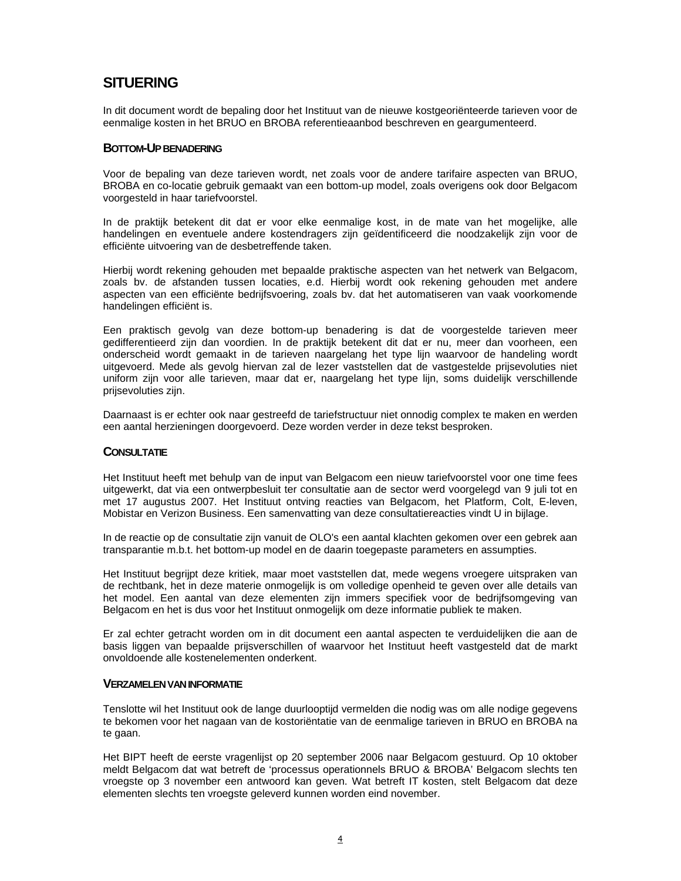# SITUERING

In dit document wordt de bepaling door het Instituut van de nieuwe kostgeoriënteerde tarieven voor de eenmalige kosten in het BRUO en BROBA referentieaanbod beschreven en geargumenteerd.

### BOTTOM-UP BENADERING

Voor de bepaling van deze tarieven wordt, net zoals voor de andere tarifaire aspecten van BRUO, BROBA en co-locatie gebruik gemaakt van een bottom-up model, zoals overigens ook door Belgacom voorgesteld in haar tariefvoorstel.

In de praktijk betekent dit dat er voor elke eenmalige kost, in de mate van het mogelijke, alle handelingen en eventuele andere kostendragers zijn geïdentificeerd die noodzakelijk zijn voor de efficiënte uitvoering van de desbetreffende taken.

Hierbij wordt rekening gehouden met bepaalde praktische aspecten van het netwerk van Belgacom, zoals bv. de afstanden tussen locaties, e.d. Hierbij wordt ook rekening gehouden met andere aspecten van een efficiënte bedrijfsvoering, zoals bv. dat het automatiseren van vaak voorkomende handelingen efficiënt is.

Een praktisch gevolg van deze bottom-up benadering is dat de voorgestelde tarieven meer gedifferentieerd zijn dan voordien. In de praktijk betekent dit dat er nu, meer dan voorheen, een onderscheid wordt gemaakt in de tarieven naargelang het type lijn waarvoor de handeling wordt uitgevoerd. Mede als gevolg hiervan zal de lezer vaststellen dat de vastgestelde prijsevoluties niet uniform zijn voor alle tarieven, maar dat er, naargelang het type lijn, soms duidelijk verschillende prijsevoluties zijn.

Daarnaast is er echter ook naar gestreefd de tariefstructuur niet onnodig complex te maken en werden een aantal herzieningen doorgevoerd. Deze worden verder in deze tekst besproken.

### CONSULTATIE

Het Instituut heeft met behulp van de input van Belgacom een nieuw tariefvoorstel voor one time fees uitgewerkt, dat via een ontwerpbesluit ter consultatie aan de sector werd voorgelegd van 9 juli tot en met 17 augustus 2007. Het Instituut ontving reacties van Belgacom, het Platform, Colt, E-leven, Mobistar en Verizon Business. Een samenvatting van deze consultatiereacties vindt U in bijlage.

In de reactie op de consultatie zijn vanuit de OLO's een aantal klachten gekomen over een gebrek aan transparantie m.b.t. het bottom-up model en de daarin toegepaste parameters en assumpties.

Het Instituut begrijpt deze kritiek, maar moet vaststellen dat, mede wegens vroegere uitspraken van de rechtbank, het in deze materie onmogelijk is om volledige openheid te geven over alle details van het model. Een aantal van deze elementen zijn immers specifiek voor de bedrijfsomgeving van Belgacom en het is dus voor het Instituut onmogelijk om deze informatie publiek te maken.

Er zal echter getracht worden om in dit document een aantal aspecten te verduidelijken die aan de basis liggen van bepaalde prijsverschillen of waarvoor het Instituut heeft vastgesteld dat de markt onvoldoende alle kostenelementen onderkent.

### VERZAMELEN VAN INFORMATIE

Tenslotte wil het Instituut ook de lange duurlooptijd vermelden die nodig was om alle nodige gegevens te bekomen voor het nagaan van de kostoriëntatie van de eenmalige tarieven in BRUO en BROBA na te gaan.

Het BIPT heeft de eerste vragenlijst op 20 september 2006 naar Belgacom gestuurd. Op 10 oktober meldt Belgacom dat wat betreft de 'processus operationnels BRUO & BROBA' Belgacom slechts ten vroegste op 3 november een antwoord kan geven. Wat betreft IT kosten, stelt Belgacom dat deze elementen slechts ten vroegste geleverd kunnen worden eind november.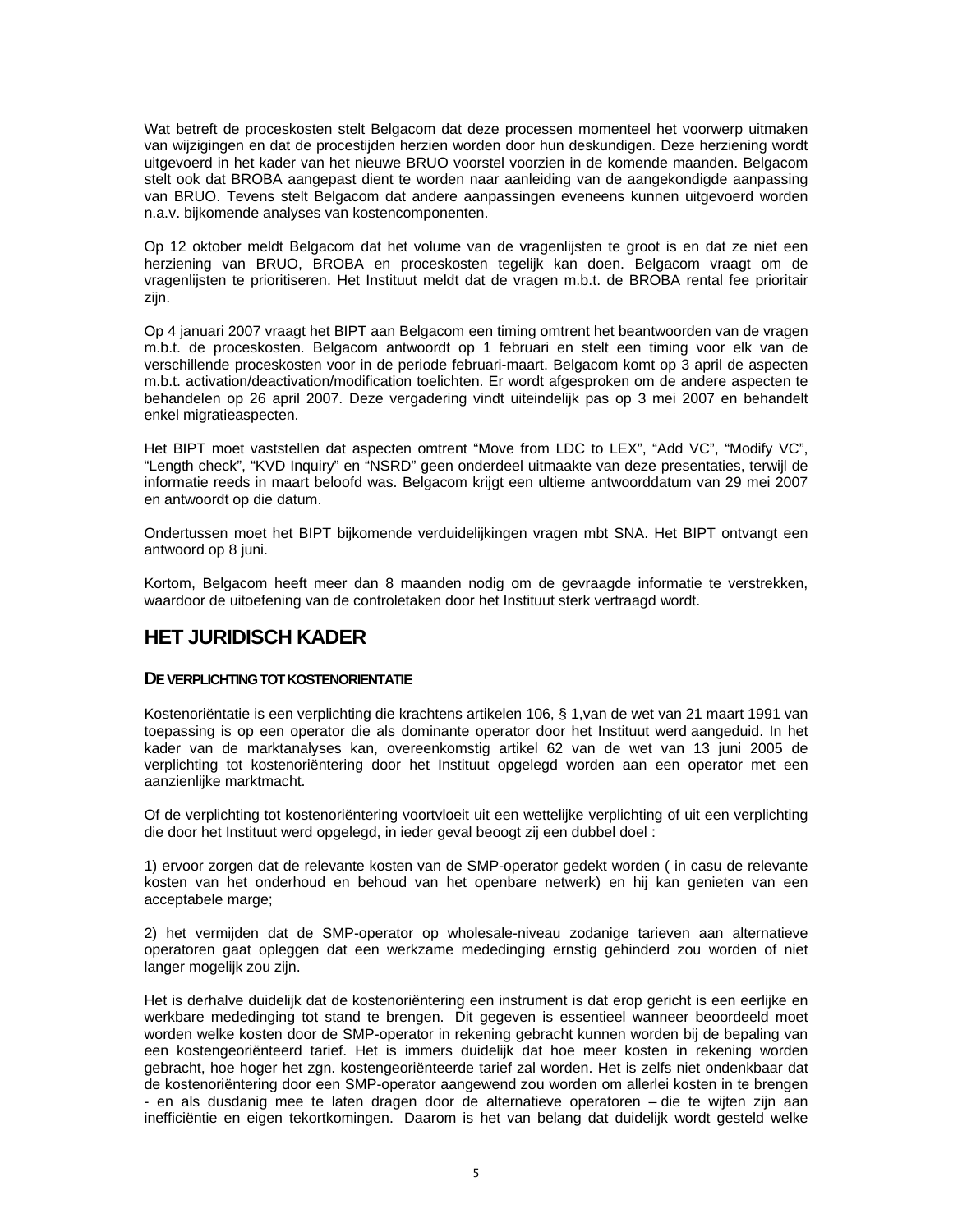Wat betreft de proceskosten stelt Belgacom dat deze processen momenteel het voorwerp uitmaken van wijzigingen en dat de procestijden herzien worden door hun deskundigen. Deze herziening wordt uitgevoerd in het kader van het nieuwe BRUO voorstel voorzien in de komende maanden. Belgacom stelt ook dat BROBA aangepast dient te worden naar aanleiding van de aangekondigde aanpassing van BRUO. Tevens stelt Belgacom dat andere aanpassingen eveneens kunnen uitgevoerd worden n.a.v. bijkomende analyses van kostencomponenten.

Op 12 oktober meldt Belgacom dat het volume van de vragenlijsten te groot is en dat ze niet een herziening van BRUO, BROBA en proceskosten tegelijk kan doen. Belgacom vraagt om de vragenlijsten te prioritiseren. Het Instituut meldt dat de vragen m.b.t. de BROBA rental fee prioritair zijn.

Op 4 januari 2007 vraagt het BIPT aan Belgacom een timing omtrent het beantwoorden van de vragen m.b.t. de proceskosten. Belgacom antwoordt op 1 februari en stelt een timing voor elk van de verschillende proceskosten voor in de periode februari-maart. Belgacom komt op 3 april de aspecten m.b.t. activation/deactivation/modification toelichten. Er wordt afgesproken om de andere aspecten te behandelen op 26 april 2007. Deze vergadering vindt uiteindelijk pas op 3 mei 2007 en behandelt enkel migratieaspecten.

Het BIPT moet vaststellen dat aspecten omtrent “Move from LDC to LEX”, “Add VC”, “Modify VC”, “Length check”, “KVD Inquiry” en “NSRD” geen onderdeel uitmaakte van deze presentaties, terwijl de informatie reeds in maart beloofd was. Belgacom krijgt een ultieme antwoorddatum van 29 mei 2007 en antwoordt op die datum.

Ondertussen moet het BIPT bijkomende verduidelijkingen vragen mbt SNA. Het BIPT ontvangt een antwoord op 8 juni.

Kortom, Belgacom heeft meer dan 8 maanden nodig om de gevraagde informatie te verstrekken, waardoor de uitoefening van de controletaken door het Instituut sterk vertraagd wordt.

## HET JURIDISCH KADER

### DE VERPLICHTING TOT KOSTENORIENTATIE

Kostenoriëntatie is een verplichting die krachtens artikelen 106, § 1,van de wet van 21 maart 1991 van toepassing is op een operator die als dominante operator door het Instituut werd aangeduid. In het kader van de marktanalyses kan, overeenkomstig artikel 62 van de wet van 13 juni 2005 de verplichting tot kostenoriëntering door het Instituut opgelegd worden aan een operator met een aanzienlijke marktmacht.

Of de verplichting tot kostenoriëntering voortvloeit uit een wettelijke verplichting of uit een verplichting die door het Instituut werd opgelegd, in ieder geval beoogt zij een dubbel doel :

1) ervoor zorgen dat de relevante kosten van de SMP-operator gedekt worden ( in casu de relevante kosten van het onderhoud en behoud van het openbare netwerk) en hij kan genieten van een acceptabele marge;

2) het vermijden dat de SMP-operator op wholesale-niveau zodanige tarieven aan alternatieve operatoren gaat opleggen dat een werkzame mededinging ernstig gehinderd zou worden of niet langer mogelijk zou zijn.

Het is derhalve duidelijk dat de kostenoriëntering een instrument is dat erop gericht is een eerlijke en werkbare mededinging tot stand te brengen. Dit gegeven is essentieel wanneer beoordeeld moet worden welke kosten door de SMP-operator in rekening gebracht kunnen worden bij de bepaling van een kostengeoriënteerd tarief. Het is immers duidelijk dat hoe meer kosten in rekening worden gebracht, hoe hoger het zgn. kostengeoriënteerde tarief zal worden. Het is zelfs niet ondenkbaar dat de kostenoriëntering door een SMP-operator aangewend zou worden om allerlei kosten in te brengen - en als dusdanig mee te laten dragen door de alternatieve operatoren – die te wijten zijn aan inefficiëntie en eigen tekortkomingen. Daarom is het van belang dat duidelijk wordt gesteld welke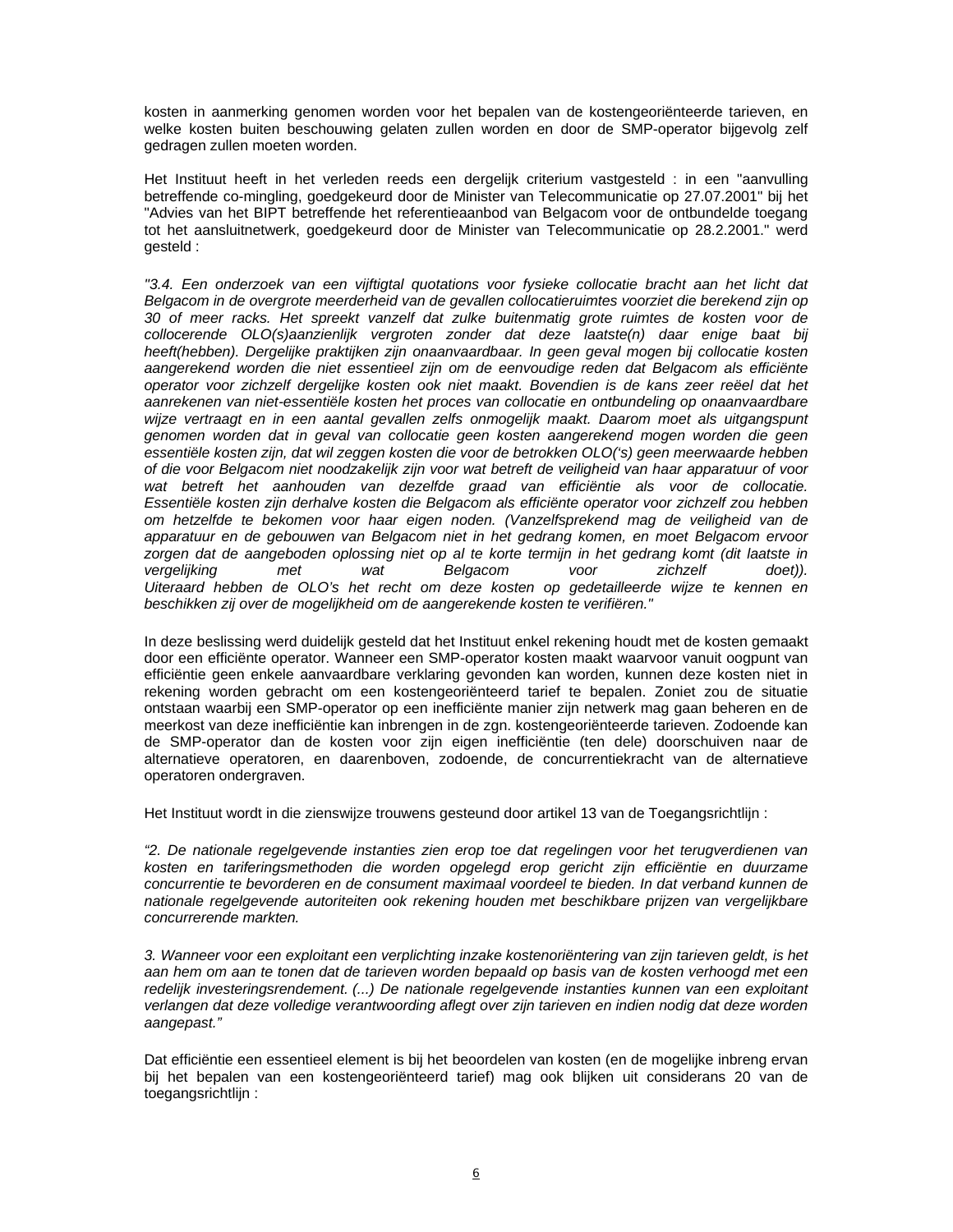kosten in aanmerking genomen worden voor het bepalen van de kostengeoriënteerde tarieven, en welke kosten buiten beschouwing gelaten zullen worden en door de SMP-operator bijgevolg zelf gedragen zullen moeten worden.

Het Instituut heeft in het verleden reeds een dergelijk criterium vastgesteld : in een "aanvulling betreffende co-mingling, goedgekeurd door de Minister van Telecommunicatie op 27.07.2001" bij het "Advies van het BIPT betreffende het referentieaanbod van Belgacom voor de ontbundelde toegang tot het aansluitnetwerk, goedgekeurd door de Minister van Telecommunicatie op 28.2.2001." werd gesteld :

*"3.4. Een onderzoek van een vijftigtal quotations voor fysieke collocatie bracht aan het licht dat Belgacom in de overgrote meerderheid van de gevallen collocatieruimtes voorziet die berekend zijn op 30 of meer racks. Het spreekt vanzelf dat zulke buitenmatig grote ruimtes de kosten voor de collocerende OLO(s)aanzienlijk vergroten zonder dat deze laatste(n) daar enige baat bij heeft(hebben). Dergelijke praktijken zijn onaanvaardbaar. In geen geval mogen bij collocatie kosten aangerekend worden die niet essentieel zijn om de eenvoudige reden dat Belgacom als efficiënte operator voor zichzelf dergelijke kosten ook niet maakt. Bovendien is de kans zeer reëel dat het aanrekenen van niet-essentiële kosten het proces van collocatie en ontbundeling op onaanvaardbare wijze vertraagt en in een aantal gevallen zelfs onmogelijk maakt. Daarom moet als uitgangspunt genomen worden dat in geval van collocatie geen kosten aangerekend mogen worden die geen essentiële kosten zijn, dat wil zeggen kosten die voor de betrokken OLO('s) geen meerwaarde hebben of die voor Belgacom niet noodzakelijk zijn voor wat betreft de veiligheid van haar apparatuur of voor wat betreft het aanhouden van dezelfde graad van efficiëntie als voor de collocatie. Essentiële kosten zijn derhalve kosten die Belgacom als efficiënte operator voor zichzelf zou hebben om hetzelfde te bekomen voor haar eigen noden. (Vanzelfsprekend mag de veiligheid van de apparatuur en de gebouwen van Belgacom niet in het gedrang komen, en moet Belgacom ervoor zorgen dat de aangeboden oplossing niet op al te korte termijn in het gedrang komt (dit laatste in vergelijking met wat Belgacom voor zichzelf doet)).*
*Uiteraard hebben de OLO's het recht om deze kosten op gedetailleerde wijze te kennen en beschikken zij over de mogelijkheid om de aangerekende kosten te verifiëren."*

In deze beslissing werd duidelijk gesteld dat het Instituut enkel rekening houdt met de kosten gemaakt door een efficiënte operator. Wanneer een SMP-operator kosten maakt waarvoor vanuit oogpunt van efficiëntie geen enkele aanvaardbare verklaring gevonden kan worden, kunnen deze kosten niet in rekening worden gebracht om een kostengeoriënteerd tarief te bepalen. Zoniet zou de situatie ontstaan waarbij een SMP-operator op een inefficiënte manier zijn netwerk mag gaan beheren en de meerkost van deze inefficiëntie kan inbrengen in de zgn. kostengeoriënteerde tarieven. Zodoende kan de SMP-operator dan de kosten voor zijn eigen inefficiëntie (ten dele) doorschuiven naar de alternatieve operatoren, en daarenboven, zodoende, de concurrentiekracht van de alternatieve operatoren ondergraven.

Het Instituut wordt in die zienswijze trouwens gesteund door artikel 13 van de Toegangsrichtlijn :

*"2. De nationale regelgevende instanties zien erop toe dat regelingen voor het terugverdienen van kosten en tariferingsmethoden die worden opgelegd erop gericht zijn efficiëntie en duurzame concurrentie te bevorderen en de consument maximaal voordeel te bieden. In dat verband kunnen de nationale regelgevende autoriteiten ook rekening houden met beschikbare prijzen van vergelijkbare concurrerende markten.*

*3. Wanneer voor een exploitant een verplichting inzake kostenoriëntering van zijn tarieven geldt, is het aan hem om aan te tonen dat de tarieven worden bepaald op basis van de kosten verhoogd met een redelijk investeringsrendement. (...) De nationale regelgevende instanties kunnen van een exploitant verlangen dat deze volledige verantwoording aflegt over zijn tarieven en indien nodig dat deze worden aangepast."*

Dat efficiëntie een essentieel element is bij het beoordelen van kosten (en de mogelijke inbreng ervan bij het bepalen van een kostengeoriënteerd tarief) mag ook blijken uit considerans 20 van de toegangsrichtlijn :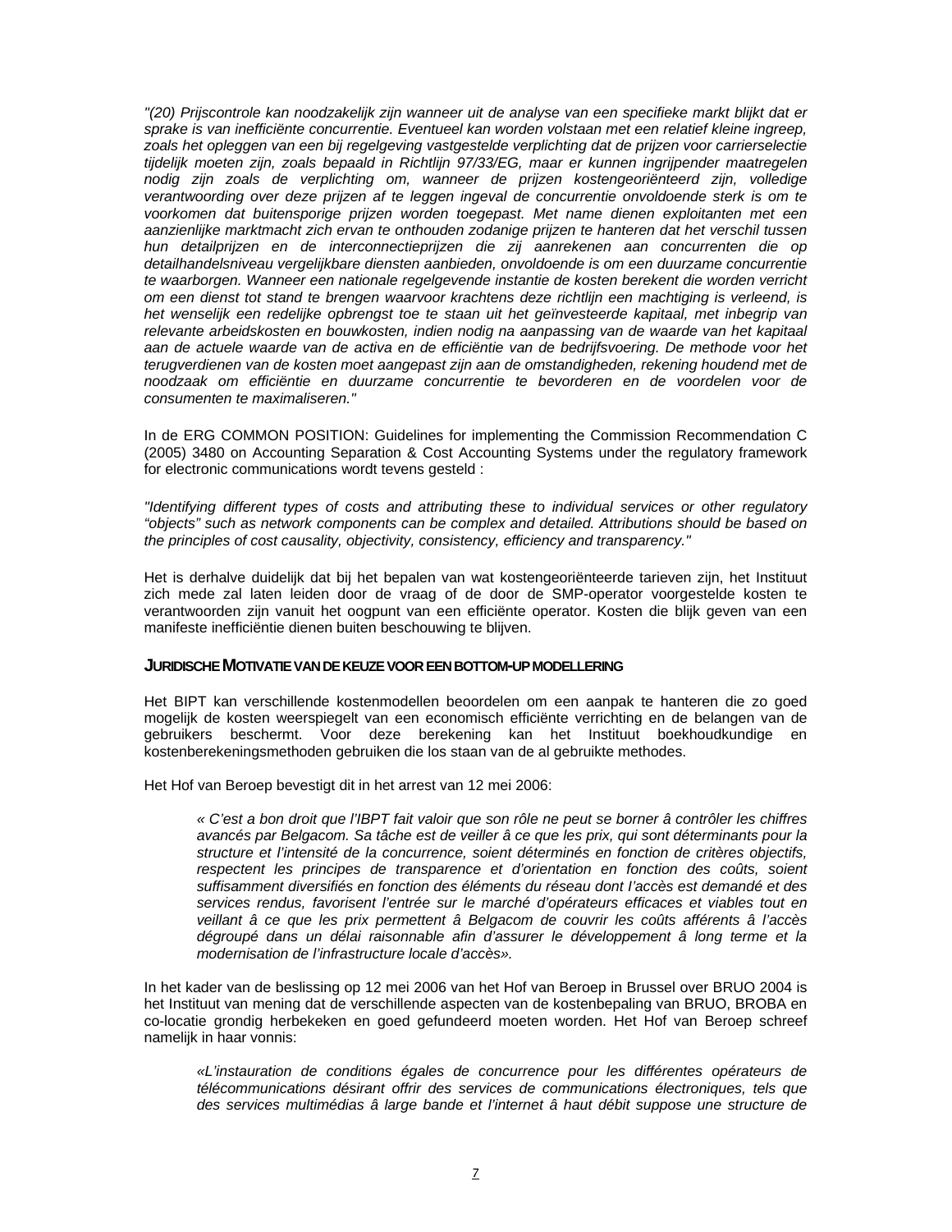*"(20) Prijscontrole kan noodzakelijk zijn wanneer uit de analyse van een specifieke markt blijkt dat er sprake is van inefficiënte concurrentie. Eventueel kan worden volstaan met een relatief kleine ingreep, zoals het opleggen van een bij regelgeving vastgestelde verplichting dat de prijzen voor carrierselectie tijdelijk moeten zijn, zoals bepaald in Richtlijn 97/33/EG, maar er kunnen ingrijpender maatregelen nodig zijn zoals de verplichting om, wanneer de prijzen kostengeoriënteerd zijn, volledige verantwoording over deze prijzen af te leggen ingeval de concurrentie onvoldoende sterk is om te voorkomen dat buitensporige prijzen worden toegepast. Met name dienen exploitanten met een aanzienlijke marktmacht zich ervan te onthouden zodanige prijzen te hanteren dat het verschil tussen hun detailprijzen en de interconnectieprijzen die zij aanrekenen aan concurrenten die op detailhandelsniveau vergelijkbare diensten aanbieden, onvoldoende is om een duurzame concurrentie te waarborgen. Wanneer een nationale regelgevende instantie de kosten berekent die worden verricht om een dienst tot stand te brengen waarvoor krachtens deze richtlijn een machtiging is verleend, is het wenselijk een redelijke opbrengst toe te staan uit het geïnvesteerde kapitaal, met inbegrip van relevante arbeidskosten en bouwkosten, indien nodig na aanpassing van de waarde van het kapitaal aan de actuele waarde van de activa en de efficiëntie van de bedrijfsvoering. De methode voor het terugverdienen van de kosten moet aangepast zijn aan de omstandigheden, rekening houdend met de noodzaak om efficiëntie en duurzame concurrentie te bevorderen en de voordelen voor de consumenten te maximaliseren."*

In de ERG COMMON POSITION: Guidelines for implementing the Commission Recommendation C (2005) 3480 on Accounting Separation & Cost Accounting Systems under the regulatory framework for electronic communications wordt tevens gesteld :

*"Identifying different types of costs and attributing these to individual services or other regulatory "objects" such as network components can be complex and detailed. Attributions should be based on the principles of cost causality, objectivity, consistency, efficiency and transparency."*

Het is derhalve duidelijk dat bij het bepalen van wat kostengeoriënteerde tarieven zijn, het Instituut zich mede zal laten leiden door de vraag of de door de SMP-operator voorgestelde kosten te verantwoorden zijn vanuit het oogpunt van een efficiënte operator. Kosten die blijk geven van een manifeste inefficiëntie dienen buiten beschouwing te blijven.

#### JURIDISCHE MOTIVATIE VAN DE KEUZE VOOR EEN BOTTOM-UP MODELLERING

Het BIPT kan verschillende kostenmodellen beoordelen om een aanpak te hanteren die zo goed mogelijk de kosten weerspiegelt van een economisch efficiënte verrichting en de belangen van de gebruikers beschermt. Voor deze berekening kan het Instituut boekhoudkundige en kostenberekeningsmethoden gebruiken die los staan van de al gebruikte methodes.

Het Hof van Beroep bevestigt dit in het arrest van 12 mei 2006:

> *« C'est a bon droit que l'IBPT fait valoir que son rôle ne peut se borner â contrôler les chiffres avancés par Belgacom. Sa tâche est de veiller â ce que les prix, qui sont déterminants pour la structure et l'intensité de la concurrence, soient déterminés en fonction de critères objectifs, respectent les principes de transparence et d'orientation en fonction des coûts, soient suffisamment diversifiés en fonction des éléments du réseau dont l'accès est demandé et des services rendus, favorisent l'entrée sur le marché d'opérateurs efficaces et viables tout en veillant â ce que les prix permettent â Belgacom de couvrir les coûts afférents â l'accès dégroupé dans un délai raisonnable afin d'assurer le développement â long terme et la modernisation de l'infrastructure locale d'accès».*

In het kader van de beslissing op 12 mei 2006 van het Hof van Beroep in Brussel over BRUO 2004 is het Instituut van mening dat de verschillende aspecten van de kostenbepaling van BRUO, BROBA en co-locatie grondig herbekeken en goed gefundeerd moeten worden. Het Hof van Beroep schreef namelijk in haar vonnis:

> *«L'instauration de conditions égales de concurrence pour les différentes opérateurs de télécommunications désirant offrir des services de communications électroniques, tels que des services multimédias â large bande et l'internet â haut débit suppose une structure de*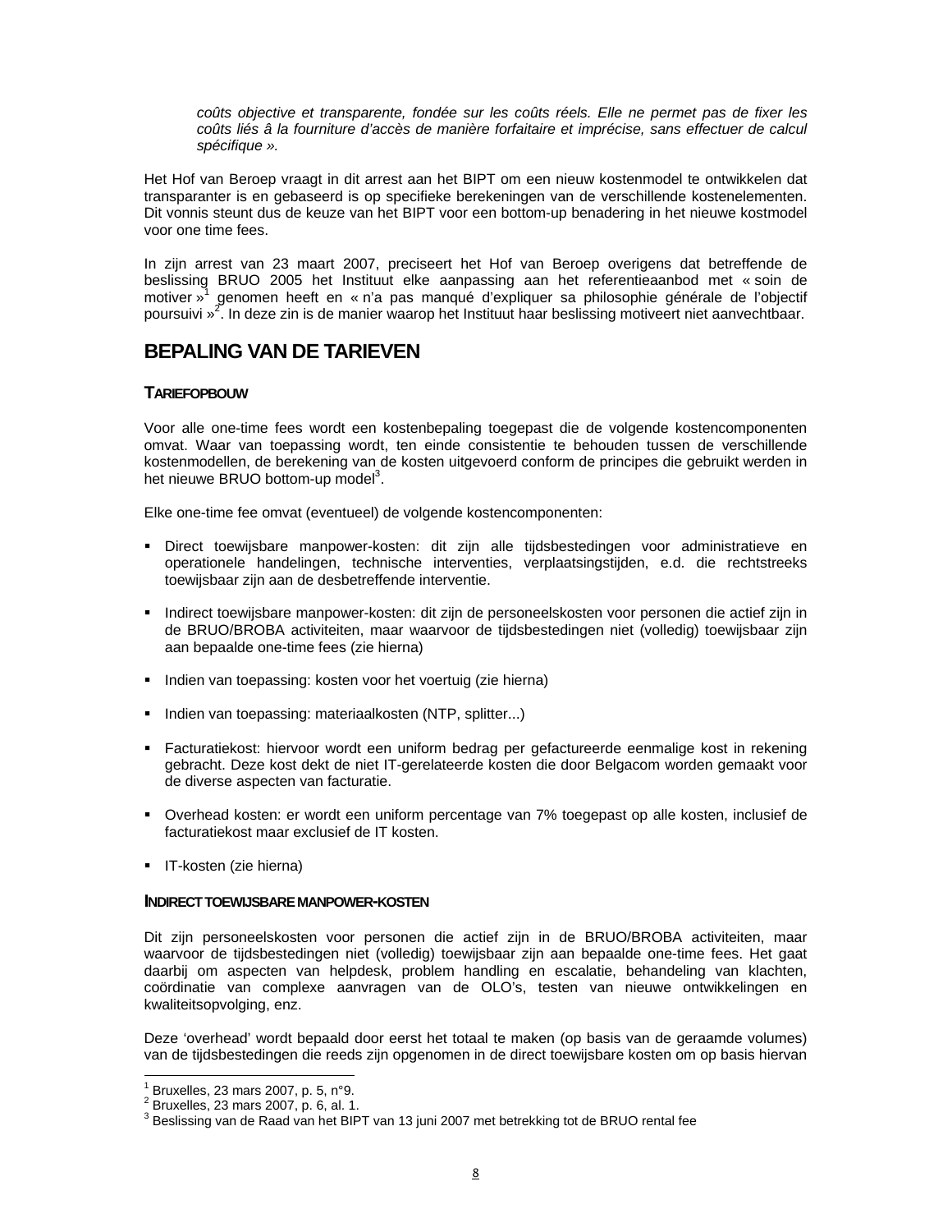> *coûts objective et transparente, fondée sur les coûts réels. Elle ne permet pas de fixer les coûts liés â la fourniture d'accès de manière forfaitaire et imprécise, sans effectuer de calcul spécifique ».*

Het Hof van Beroep vraagt in dit arrest aan het BIPT om een nieuw kostenmodel te ontwikkelen dat transparanter is en gebaseerd is op specifieke berekeningen van de verschillende kostenelementen. Dit vonnis steunt dus de keuze van het BIPT voor een bottom-up benadering in het nieuwe kostmodel voor one time fees.

In zijn arrest van 23 maart 2007, preciseert het Hof van Beroep overigens dat betreffende de beslissing BRUO 2005 het Instituut elke aanpassing aan het referentieaanbod met « soin de motiver »[1] genomen heeft en « n'a pas manqué d'expliquer sa philosophie générale de l'objectif poursuivi »[2]. In deze zin is de manier waarop het Instituut haar beslissing motiveert niet aanvechtbaar.

## BEPALING VAN DE TARIEVEN

### TARIEFOPBOUW

Voor alle one-time fees wordt een kostenbepaling toegepast die de volgende kostencomponenten omvat. Waar van toepassing wordt, ten einde consistentie te behouden tussen de verschillende kostenmodellen, de berekening van de kosten uitgevoerd conform de principes die gebruikt werden in het nieuwe BRUO bottom-up model[3].

Elke one-time fee omvat (eventueel) de volgende kostencomponenten:

- Direct toewijsbare manpower-kosten: dit zijn alle tijdsbestedingen voor administratieve en operationele handelingen, technische interventies, verplaatsingstijden, e.d. die rechtstreeks toewijsbaar zijn aan de desbetreffende interventie.
- Indirect toewijsbare manpower-kosten: dit zijn de personeelskosten voor personen die actief zijn in de BRUO/BROBA activiteiten, maar waarvoor de tijdsbestedingen niet (volledig) toewijsbaar zijn aan bepaalde one-time fees (zie hierna)
- Indien van toepassing: kosten voor het voertuig (zie hierna)
- Indien van toepassing: materiaalkosten (NTP, splitter...)
- Facturatiekost: hiervoor wordt een uniform bedrag per gefactureerde eenmalige kost in rekening gebracht. Deze kost dekt de niet IT-gerelateerde kosten die door Belgacom worden gemaakt voor de diverse aspecten van facturatie.
- Overhead kosten: er wordt een uniform percentage van 7% toegepast op alle kosten, inclusief de facturatiekost maar exclusief de IT kosten.
- IT-kosten (zie hierna)

### INDIRECT TOEWIJSBARE MANPOWER-KOSTEN

Dit zijn personeelskosten voor personen die actief zijn in de BRUO/BROBA activiteiten, maar waarvoor de tijdsbestedingen niet (volledig) toewijsbaar zijn aan bepaalde one-time fees. Het gaat daarbij om aspecten van helpdesk, problem handling en escalatie, behandeling van klachten, coördinatie van complexe aanvragen van de OLO's, testen van nieuwe ontwikkelingen en kwaliteitsopvolging, enz.

Deze 'overhead' wordt bepaald door eerst het totaal te maken (op basis van de geraamde volumes) van de tijdsbestedingen die reeds zijn opgenomen in de direct toewijsbare kosten om op basis hiervan

---

[1] Bruxelles, 23 mars 2007, p. 5, n°9.
[2] Bruxelles, 23 mars 2007, p. 6, al. 1.
[3] Beslissing van de Raad van het BIPT van 13 juni 2007 met betrekking tot de BRUO rental fee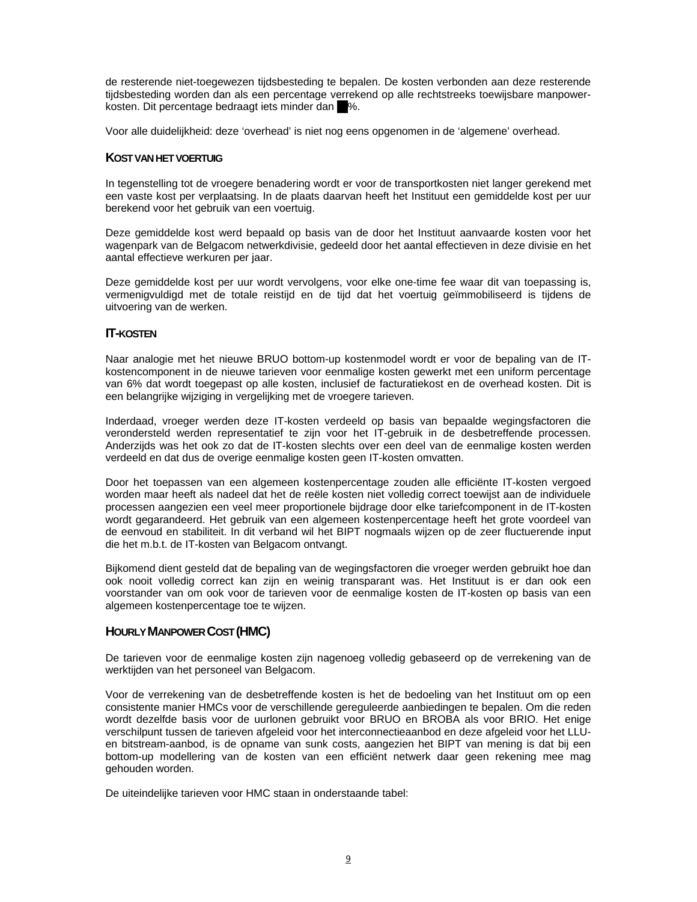de resterende niet-toegewezen tijdsbesteding te bepalen. De kosten verbonden aan deze resterende tijdsbesteding worden dan als een percentage verrekend op alle rechtstreeks toewijsbare manpower-kosten. Dit percentage bedraagt iets minder dan ██%.

Voor alle duidelijkheid: deze ‘overhead’ is niet nog eens opgenomen in de ‘algemene’ overhead.

### KOST VAN HET VOERTUIG

In tegenstelling tot de vroegere benadering wordt er voor de transportkosten niet langer gerekend met een vaste kost per verplaatsing. In de plaats daarvan heeft het Instituut een gemiddelde kost per uur berekend voor het gebruik van een voertuig.

Deze gemiddelde kost werd bepaald op basis van de door het Instituut aanvaarde kosten voor het wagenpark van de Belgacom netwerkdivisie, gedeeld door het aantal effectieven in deze divisie en het aantal effectieve werkuren per jaar.

Deze gemiddelde kost per uur wordt vervolgens, voor elke one-time fee waar dit van toepassing is, vermenigvuldigd met de totale reistijd en de tijd dat het voertuig geïmmobiliseerd is tijdens de uitvoering van de werken.

### IT-KOSTEN

Naar analogie met het nieuwe BRUO bottom-up kostenmodel wordt er voor de bepaling van de IT-kostencomponent in de nieuwe tarieven voor eenmalige kosten gewerkt met een uniform percentage van 6% dat wordt toegepast op alle kosten, inclusief de facturatiekost en de overhead kosten. Dit is een belangrijke wijziging in vergelijking met de vroegere tarieven.

Inderdaad, vroeger werden deze IT-kosten verdeeld op basis van bepaalde wegingsfactoren die verondersteld werden representatief te zijn voor het IT-gebruik in de desbetreffende processen. Anderzijds was het ook zo dat de IT-kosten slechts over een deel van de eenmalige kosten werden verdeeld en dat dus de overige eenmalige kosten geen IT-kosten omvatten.

Door het toepassen van een algemeen kostenpercentage zouden alle efficiënte IT-kosten vergoed worden maar heeft als nadeel dat het de reële kosten niet volledig correct toewijst aan de individuele processen aangezien een veel meer proportionele bijdrage door elke tariefcomponent in de IT-kosten wordt gegarandeerd. Het gebruik van een algemeen kostenpercentage heeft het grote voordeel van de eenvoud en stabiliteit. In dit verband wil het BIPT nogmaals wijzen op de zeer fluctuerende input die het m.b.t. de IT-kosten van Belgacom ontvangt.

Bijkomend dient gesteld dat de bepaling van de wegingsfactoren die vroeger werden gebruikt hoe dan ook nooit volledig correct kan zijn en weinig transparant was. Het Instituut is er dan ook een voorstander van om ook voor de tarieven voor de eenmalige kosten de IT-kosten op basis van een algemeen kostenpercentage toe te wijzen.

### HOURLY MANPOWER COST (HMC)

De tarieven voor de eenmalige kosten zijn nagenoeg volledig gebaseerd op de verrekening van de werktijden van het personeel van Belgacom.

Voor de verrekening van de desbetreffende kosten is het de bedoeling van het Instituut om op een consistente manier HMCs voor de verschillende gereguleerde aanbiedingen te bepalen. Om die reden wordt dezelfde basis voor de uurlonen gebruikt voor BRUO en BROBA als voor BRIO. Het enige verschilpunt tussen de tarieven afgeleid voor het interconnectieaanbod en deze afgeleid voor het LLU- en bitstream-aanbod, is de opname van sunk costs, aangezien het BIPT van mening is dat bij een bottom-up modellering van de kosten van een efficiënt netwerk daar geen rekening mee mag gehouden worden.

De uiteindelijke tarieven voor HMC staan in onderstaande tabel: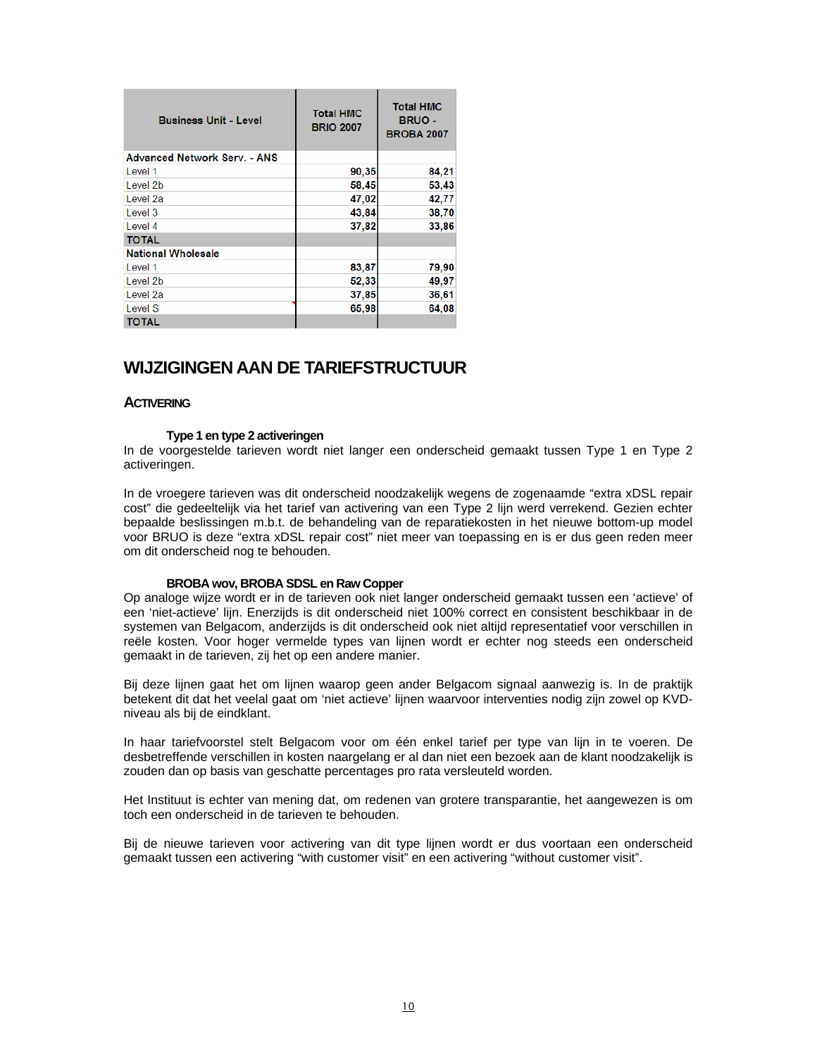| Business Unit - Level | Total HMC BRIO 2007 | Total HMC BRUO - BROBA 2007 |
|---|---|---|
| **Advanced Network Serv. - ANS** | | |
| Level 1 | 90,35 | 84,21 |
| Level 2b | 58,45 | 53,43 |
| Level 2a | 47,02 | 42,77 |
| Level 3 | 43,84 | 38,70 |
| Level 4 | 37,82 | 33,86 |
| **TOTAL** | | |
| **National Wholesale** | | |
| Level 1 | 83,87 | 79,90 |
| Level 2b | 52,33 | 49,97 |
| Level 2a | 37,85 | 36,61 |
| Level S | 65,98 | 64,08 |
| **TOTAL** | | |

# WIJZIGINGEN AAN DE TARIEFSTRUCTUUR

## ACTIVERING

### Type 1 en type 2 activeringen

In de voorgestelde tarieven wordt niet langer een onderscheid gemaakt tussen Type 1 en Type 2 activeringen.

In de vroegere tarieven was dit onderscheid noodzakelijk wegens de zogenaamde "extra xDSL repair cost" die gedeeltelijk via het tarief van activering van een Type 2 lijn werd verrekend. Gezien echter bepaalde beslissingen m.b.t. de behandeling van de reparatiekosten in het nieuwe bottom-up model voor BRUO is deze "extra xDSL repair cost" niet meer van toepassing en is er dus geen reden meer om dit onderscheid nog te behouden.

### BROBA wov, BROBA SDSL en Raw Copper

Op analoge wijze wordt er in de tarieven ook niet langer onderscheid gemaakt tussen een 'actieve' of een 'niet-actieve' lijn. Enerzijds is dit onderscheid niet 100% correct en consistent beschikbaar in de systemen van Belgacom, anderzijds is dit onderscheid ook niet altijd representatief voor verschillen in reële kosten. Voor hoger vermelde types van lijnen wordt er echter nog steeds een onderscheid gemaakt in de tarieven, zij het op een andere manier.

Bij deze lijnen gaat het om lijnen waarop geen ander Belgacom signaal aanwezig is. In de praktijk betekent dit dat het veelal gaat om 'niet actieve' lijnen waarvoor interventies nodig zijn zowel op KVD-niveau als bij de eindklant.

In haar tariefvoorstel stelt Belgacom voor om één enkel tarief per type van lijn in te voeren. De desbetreffende verschillen in kosten naargelang er al dan niet een bezoek aan de klant noodzakelijk is zouden dan op basis van geschatte percentages pro rata versleuteld worden.

Het Instituut is echter van mening dat, om redenen van grotere transparantie, het aangewezen is om toch een onderscheid in de tarieven te behouden.

Bij de nieuwe tarieven voor activering van dit type lijnen wordt er dus voortaan een onderscheid gemaakt tussen een activering "with customer visit" en een activering "without customer visit".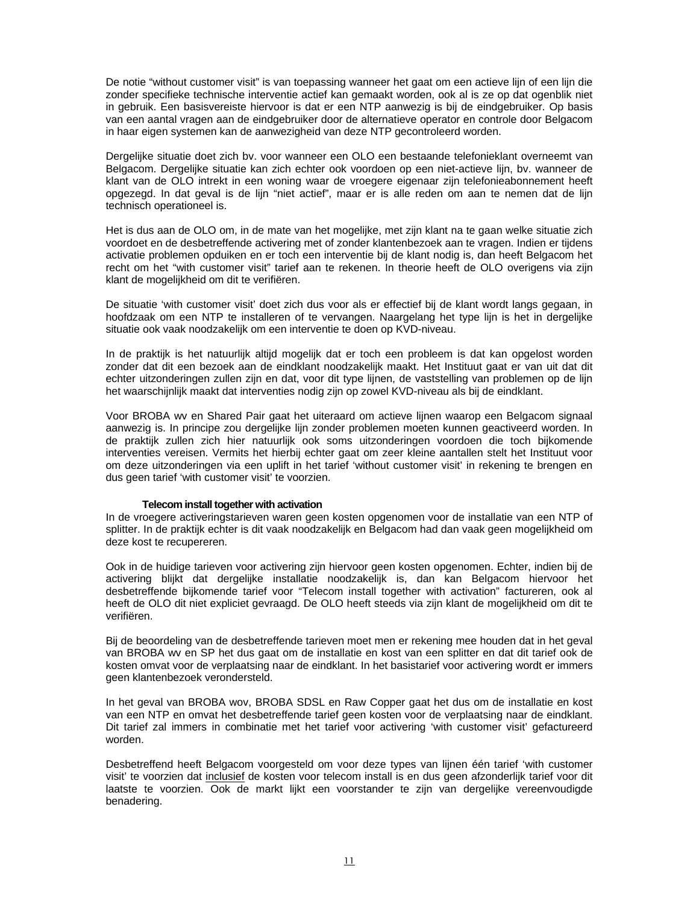De notie “without customer visit” is van toepassing wanneer het gaat om een actieve lijn of een lijn die zonder specifieke technische interventie actief kan gemaakt worden, ook al is ze op dat ogenblik niet in gebruik. Een basisvereiste hiervoor is dat er een NTP aanwezig is bij de eindgebruiker. Op basis van een aantal vragen aan de eindgebruiker door de alternatieve operator en controle door Belgacom in haar eigen systemen kan de aanwezigheid van deze NTP gecontroleerd worden.

Dergelijke situatie doet zich bv. voor wanneer een OLO een bestaande telefonieklant overneemt van Belgacom. Dergelijke situatie kan zich echter ook voordoen op een niet-actieve lijn, bv. wanneer de klant van de OLO intrekt in een woning waar de vroegere eigenaar zijn telefonieabonnement heeft opgezegd. In dat geval is de lijn “niet actief”, maar er is alle reden om aan te nemen dat de lijn technisch operationeel is.

Het is dus aan de OLO om, in de mate van het mogelijke, met zijn klant na te gaan welke situatie zich voordoet en de desbetreffende activering met of zonder klantenbezoek aan te vragen. Indien er tijdens activatie problemen opduiken en er toch een interventie bij de klant nodig is, dan heeft Belgacom het recht om het “with customer visit” tarief aan te rekenen. In theorie heeft de OLO overigens via zijn klant de mogelijkheid om dit te verifiëren.

De situatie ‘with customer visit’ doet zich dus voor als er effectief bij de klant wordt langs gegaan, in hoofdzaak om een NTP te installeren of te vervangen. Naargelang het type lijn is het in dergelijke situatie ook vaak noodzakelijk om een interventie te doen op KVD-niveau.

In de praktijk is het natuurlijk altijd mogelijk dat er toch een probleem is dat kan opgelost worden zonder dat dit een bezoek aan de eindklant noodzakelijk maakt. Het Instituut gaat er van uit dat dit echter uitzonderingen zullen zijn en dat, voor dit type lijnen, de vaststelling van problemen op de lijn het waarschijnlijk maakt dat interventies nodig zijn op zowel KVD-niveau als bij de eindklant.

Voor BROBA wv en Shared Pair gaat het uiteraard om actieve lijnen waarop een Belgacom signaal aanwezig is. In principe zou dergelijke lijn zonder problemen moeten kunnen geactiveerd worden. In de praktijk zullen zich hier natuurlijk ook soms uitzonderingen voordoen die toch bijkomende interventies vereisen. Vermits het hierbij echter gaat om zeer kleine aantallen stelt het Instituut voor om deze uitzonderingen via een uplift in het tarief ‘without customer visit’ in rekening te brengen en dus geen tarief ‘with customer visit’ te voorzien.

**Telecom install together with activation**

In de vroegere activeringstarieven waren geen kosten opgenomen voor de installatie van een NTP of splitter. In de praktijk echter is dit vaak noodzakelijk en Belgacom had dan vaak geen mogelijkheid om deze kost te recupereren.

Ook in de huidige tarieven voor activering zijn hiervoor geen kosten opgenomen. Echter, indien bij de activering blijkt dat dergelijke installatie noodzakelijk is, dan kan Belgacom hiervoor het desbetreffende bijkomende tarief voor “Telecom install together with activation” factureren, ook al heeft de OLO dit niet expliciet gevraagd. De OLO heeft steeds via zijn klant de mogelijkheid om dit te verifiëren.

Bij de beoordeling van de desbetreffende tarieven moet men er rekening mee houden dat in het geval van BROBA wv en SP het dus gaat om de installatie en kost van een splitter en dat dit tarief ook de kosten omvat voor de verplaatsing naar de eindklant. In het basistarief voor activering wordt er immers geen klantenbezoek verondersteld.

In het geval van BROBA wov, BROBA SDSL en Raw Copper gaat het dus om de installatie en kost van een NTP en omvat het desbetreffende tarief geen kosten voor de verplaatsing naar de eindklant. Dit tarief zal immers in combinatie met het tarief voor activering ‘with customer visit’ gefactureerd worden.

Desbetreffend heeft Belgacom voorgesteld om voor deze types van lijnen één tarief ‘with customer visit’ te voorzien dat <u>inclusief</u> de kosten voor telecom install is en dus geen afzonderlijk tarief voor dit laatste te voorzien. Ook de markt lijkt een voorstander te zijn van dergelijke vereenvoudigde benadering.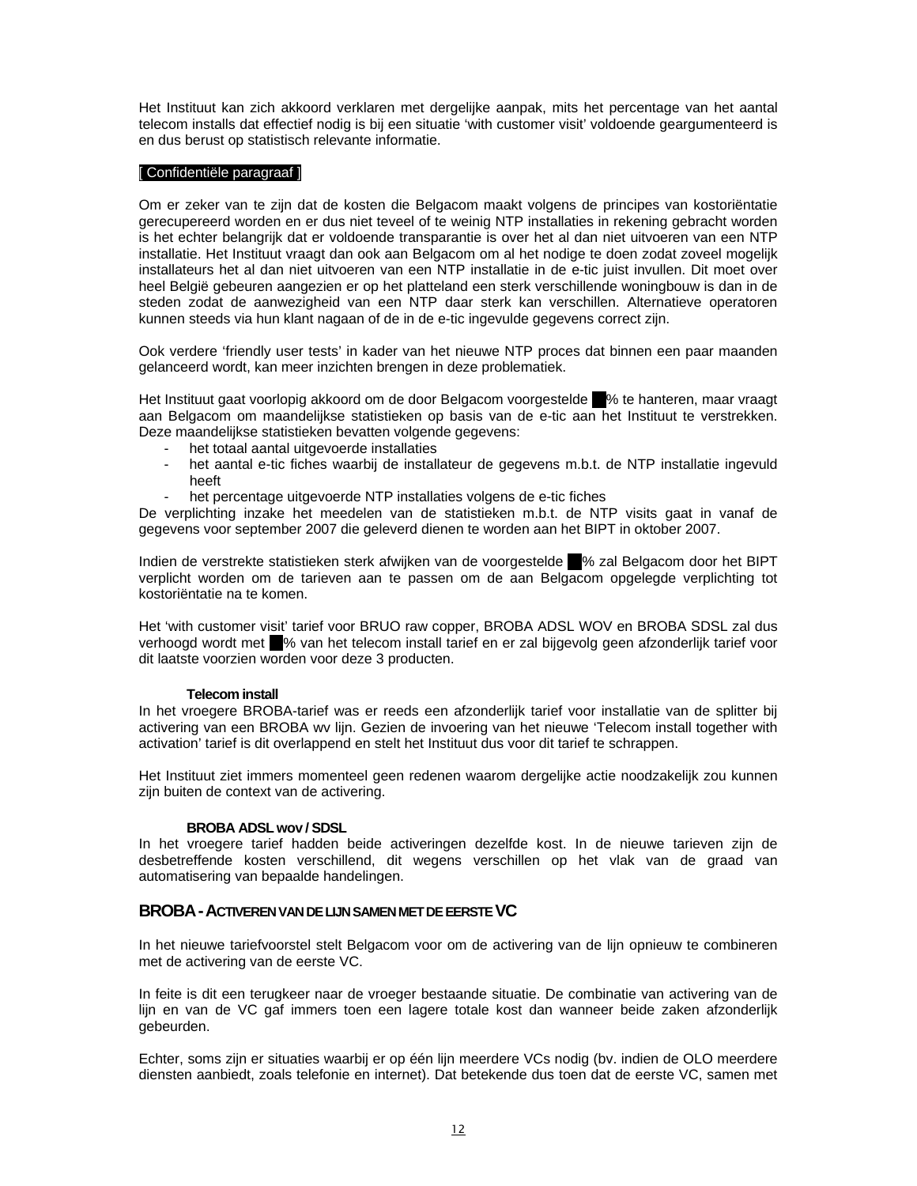Het Instituut kan zich akkoord verklaren met dergelijke aanpak, mits het percentage van het aantal telecom installs dat effectief nodig is bij een situatie 'with customer visit' voldoende geargumenteerd is en dus berust op statistisch relevante informatie.

[ Confidentiële paragraaf ]

Om er zeker van te zijn dat de kosten die Belgacom maakt volgens de principes van kostoriëntatie gerecupereerd worden en er dus niet teveel of te weinig NTP installaties in rekening gebracht worden is het echter belangrijk dat er voldoende transparantie is over het al dan niet uitvoeren van een NTP installatie. Het Instituut vraagt dan ook aan Belgacom om al het nodige te doen zodat zoveel mogelijk installateurs het al dan niet uitvoeren van een NTP installatie in de e-tic juist invullen. Dit moet over heel België gebeuren aangezien er op het platteland een sterk verschillende woningbouw is dan in de steden zodat de aanwezigheid van een NTP daar sterk kan verschillen. Alternatieve operatoren kunnen steeds via hun klant nagaan of de in de e-tic ingevulde gegevens correct zijn.

Ook verdere 'friendly user tests' in kader van het nieuwe NTP proces dat binnen een paar maanden gelanceerd wordt, kan meer inzichten brengen in deze problematiek.

Het Instituut gaat voorlopig akkoord om de door Belgacom voorgestelde ██% te hanteren, maar vraagt aan Belgacom om maandelijkse statistieken op basis van de e-tic aan het Instituut te verstrekken. Deze maandelijkse statistieken bevatten volgende gegevens:

- het totaal aantal uitgevoerde installaties
- het aantal e-tic fiches waarbij de installateur de gegevens m.b.t. de NTP installatie ingevuld heeft
- het percentage uitgevoerde NTP installaties volgens de e-tic fiches

De verplichting inzake het meedelen van de statistieken m.b.t. de NTP visits gaat in vanaf de gegevens voor september 2007 die geleverd dienen te worden aan het BIPT in oktober 2007.

Indien de verstrekte statistieken sterk afwijken van de voorgestelde ██% zal Belgacom door het BIPT verplicht worden om de tarieven aan te passen om de aan Belgacom opgelegde verplichting tot kostoriëntatie na te komen.

Het 'with customer visit' tarief voor BRUO raw copper, BROBA ADSL WOV en BROBA SDSL zal dus verhoogd wordt met ██% van het telecom install tarief en er zal bijgevolg geen afzonderlijk tarief voor dit laatste voorzien worden voor deze 3 producten.

**Telecom install**

In het vroegere BROBA-tarief was er reeds een afzonderlijk tarief voor installatie van de splitter bij activering van een BROBA wv lijn. Gezien de invoering van het nieuwe 'Telecom install together with activation' tarief is dit overlappend en stelt het Instituut dus voor dit tarief te schrappen.

Het Instituut ziet immers momenteel geen redenen waarom dergelijke actie noodzakelijk zou kunnen zijn buiten de context van de activering.

**BROBA ADSL wov / SDSL**

In het vroegere tarief hadden beide activeringen dezelfde kost. In de nieuwe tarieven zijn de desbetreffende kosten verschillend, dit wegens verschillen op het vlak van de graad van automatisering van bepaalde handelingen.

## BROBA - Activeren van de lijn samen met de eerste VC

In het nieuwe tariefvoorstel stelt Belgacom voor om de activering van de lijn opnieuw te combineren met de activering van de eerste VC.

In feite is dit een terugkeer naar de vroeger bestaande situatie. De combinatie van activering van de lijn en van de VC gaf immers toen een lagere totale kost dan wanneer beide zaken afzonderlijk gebeurden.

Echter, soms zijn er situaties waarbij er op één lijn meerdere VCs nodig (bv. indien de OLO meerdere diensten aanbiedt, zoals telefonie en internet). Dat betekende dus toen dat de eerste VC, samen met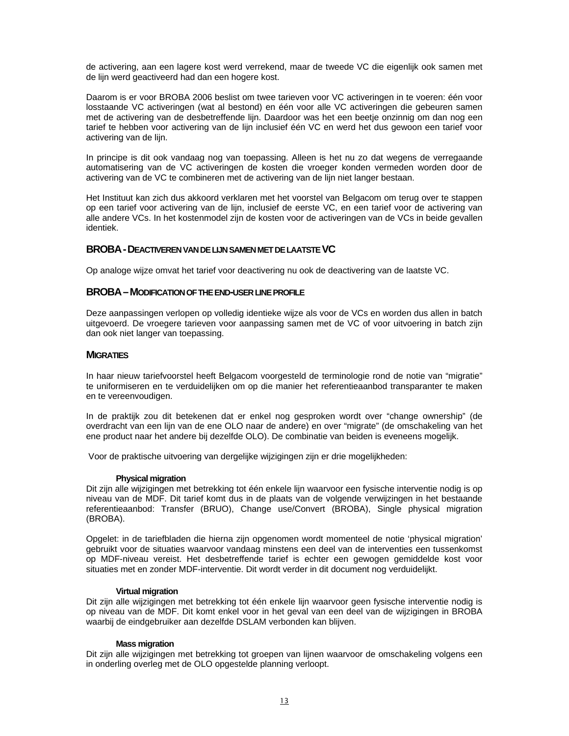de activering, aan een lagere kost werd verrekend, maar de tweede VC die eigenlijk ook samen met de lijn werd geactiveerd had dan een hogere kost.

Daarom is er voor BROBA 2006 beslist om twee tarieven voor VC activeringen in te voeren: één voor losstaande VC activeringen (wat al bestond) en één voor alle VC activeringen die gebeuren samen met de activering van de desbetreffende lijn. Daardoor was het een beetje onzinnig om dan nog een tarief te hebben voor activering van de lijn inclusief één VC en werd het dus gewoon een tarief voor activering van de lijn.

In principe is dit ook vandaag nog van toepassing. Alleen is het nu zo dat wegens de verregaande automatisering van de VC activeringen de kosten die vroeger konden vermeden worden door de activering van de VC te combineren met de activering van de lijn niet langer bestaan.

Het Instituut kan zich dus akkoord verklaren met het voorstel van Belgacom om terug over te stappen op een tarief voor activering van de lijn, inclusief de eerste VC, en een tarief voor de activering van alle andere VCs. In het kostenmodel zijn de kosten voor de activeringen van de VCs in beide gevallen identiek.

### BROBA - Deactiveren van de lijn samen met de laatste VC

Op analoge wijze omvat het tarief voor deactivering nu ook de deactivering van de laatste VC.

### BROBA – Modification of the end-user line profile

Deze aanpassingen verlopen op volledig identieke wijze als voor de VCs en worden dus allen in batch uitgevoerd. De vroegere tarieven voor aanpassing samen met de VC of voor uitvoering in batch zijn dan ook niet langer van toepassing.

### Migraties

In haar nieuw tariefvoorstel heeft Belgacom voorgesteld de terminologie rond de notie van “migratie” te uniformiseren en te verduidelijken om op die manier het referentieaanbod transparanter te maken en te vereenvoudigen.

In de praktijk zou dit betekenen dat er enkel nog gesproken wordt over “change ownership” (de overdracht van een lijn van de ene OLO naar de andere) en over “migrate” (de omschakeling van het ene product naar het andere bij dezelfde OLO). De combinatie van beiden is eveneens mogelijk.

Voor de praktische uitvoering van dergelijke wijzigingen zijn er drie mogelijkheden:

**Physical migration**

Dit zijn alle wijzigingen met betrekking tot één enkele lijn waarvoor een fysische interventie nodig is op niveau van de MDF. Dit tarief komt dus in de plaats van de volgende verwijzingen in het bestaande referentieaanbod: Transfer (BRUO), Change use/Convert (BROBA), Single physical migration (BROBA).

Opgelet: in de tariefbladen die hierna zijn opgenomen wordt momenteel de notie ‘physical migration’ gebruikt voor de situaties waarvoor vandaag minstens een deel van de interventies een tussenkomst op MDF-niveau vereist. Het desbetreffende tarief is echter een gewogen gemiddelde kost voor situaties met en zonder MDF-interventie. Dit wordt verder in dit document nog verduidelijkt.

**Virtual migration**

Dit zijn alle wijzigingen met betrekking tot één enkele lijn waarvoor geen fysische interventie nodig is op niveau van de MDF. Dit komt enkel voor in het geval van een deel van de wijzigingen in BROBA waarbij de eindgebruiker aan dezelfde DSLAM verbonden kan blijven.

**Mass migration**

Dit zijn alle wijzigingen met betrekking tot groepen van lijnen waarvoor de omschakeling volgens een in onderling overleg met de OLO opgestelde planning verloopt.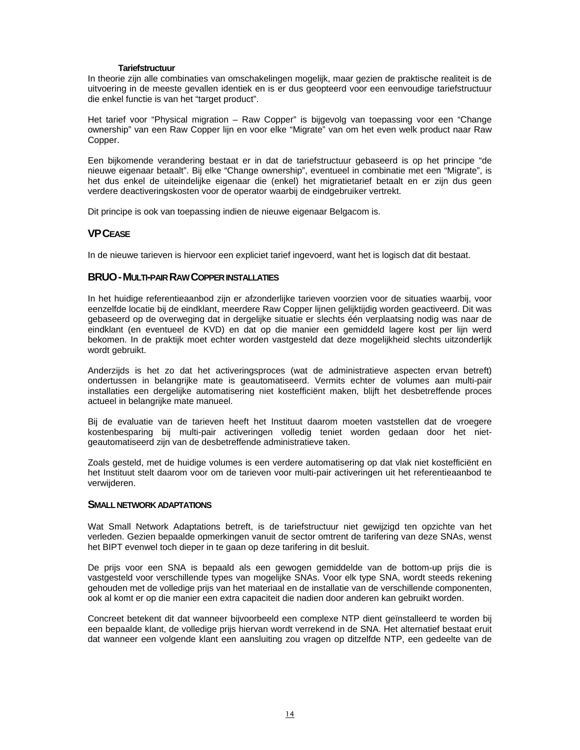**Tariefstructuur**

In theorie zijn alle combinaties van omschakelingen mogelijk, maar gezien de praktische realiteit is de uitvoering in de meeste gevallen identiek en is er dus geopteerd voor een eenvoudige tariefstructuur die enkel functie is van het "target product".

Het tarief voor "Physical migration – Raw Copper" is bijgevolg van toepassing voor een "Change ownership" van een Raw Copper lijn en voor elke "Migrate" van om het even welk product naar Raw Copper.

Een bijkomende verandering bestaat er in dat de tariefstructuur gebaseerd is op het principe "de nieuwe eigenaar betaalt". Bij elke "Change ownership", eventueel in combinatie met een "Migrate", is het dus enkel de uiteindelijke eigenaar die (enkel) het migratietarief betaalt en er zijn dus geen verdere deactiveringskosten voor de operator waarbij de eindgebruiker vertrekt.

Dit principe is ook van toepassing indien de nieuwe eigenaar Belgacom is.

### VP CEASE

In de nieuwe tarieven is hiervoor een expliciet tarief ingevoerd, want het is logisch dat dit bestaat.

### BRUO - MULTI-PAIR RAW COPPER INSTALLATIES

In het huidige referentieaanbod zijn er afzonderlijke tarieven voorzien voor de situaties waarbij, voor eenzelfde locatie bij de eindklant, meerdere Raw Copper lijnen gelijktijdig worden geactiveerd. Dit was gebaseerd op de overweging dat in dergelijke situatie er slechts één verplaatsing nodig was naar de eindklant (en eventueel de KVD) en dat op die manier een gemiddeld lagere kost per lijn werd bekomen. In de praktijk moet echter worden vastgesteld dat deze mogelijkheid slechts uitzonderlijk wordt gebruikt.

Anderzijds is het zo dat het activeringsproces (wat de administratieve aspecten ervan betreft) ondertussen in belangrijke mate is geautomatiseerd. Vermits echter de volumes aan multi-pair installaties een dergelijke automatisering niet kostefficiënt maken, blijft het desbetreffende proces actueel in belangrijke mate manueel.

Bij de evaluatie van de tarieven heeft het Instituut daarom moeten vaststellen dat de vroegere kostenbesparing bij multi-pair activeringen volledig teniet worden gedaan door het niet-geautomatiseerd zijn van de desbetreffende administratieve taken.

Zoals gesteld, met de huidige volumes is een verdere automatisering op dat vlak niet kostefficiënt en het Instituut stelt daarom voor om de tarieven voor multi-pair activeringen uit het referentieaanbod te verwijderen.

#### SMALL NETWORK ADAPTATIONS

Wat Small Network Adaptations betreft, is de tariefstructuur niet gewijzigd ten opzichte van het verleden. Gezien bepaalde opmerkingen vanuit de sector omtrent de tarifering van deze SNAs, wenst het BIPT evenwel toch dieper in te gaan op deze tarifering in dit besluit.

De prijs voor een SNA is bepaald als een gewogen gemiddelde van de bottom-up prijs die is vastgesteld voor verschillende types van mogelijke SNAs. Voor elk type SNA, wordt steeds rekening gehouden met de volledige prijs van het materiaal en de installatie van de verschillende componenten, ook al komt er op die manier een extra capaciteit die nadien door anderen kan gebruikt worden.

Concreet betekent dit dat wanneer bijvoorbeeld een complexe NTP dient geïnstalleerd te worden bij een bepaalde klant, de volledige prijs hiervan wordt verrekend in de SNA. Het alternatief bestaat eruit dat wanneer een volgende klant een aansluiting zou vragen op ditzelfde NTP, een gedeelte van de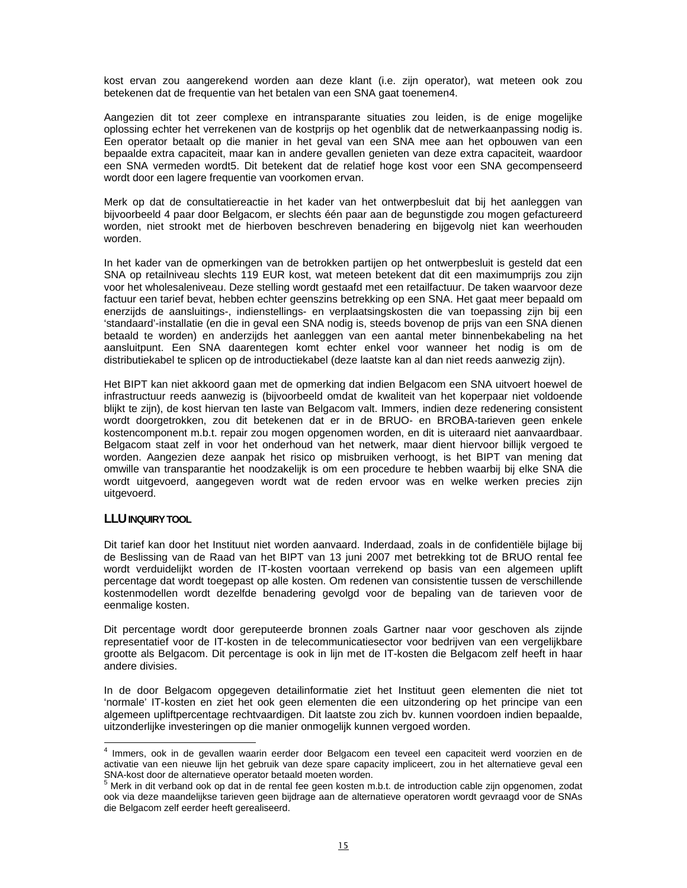kost ervan zou aangerekend worden aan deze klant (i.e. zijn operator), wat meteen ook zou betekenen dat de frequentie van het betalen van een SNA gaat toenemen[4].

Aangezien dit tot zeer complexe en intransparante situaties zou leiden, is de enige mogelijke oplossing echter het verrekenen van de kostprijs op het ogenblik dat de netwerkaanpassing nodig is. Een operator betaalt op die manier in het geval van een SNA mee aan het opbouwen van een bepaalde extra capaciteit, maar kan in andere gevallen genieten van deze extra capaciteit, waardoor een SNA vermeden wordt[5]. Dit betekent dat de relatief hoge kost voor een SNA gecompenseerd wordt door een lagere frequentie van voorkomen ervan.

Merk op dat de consultatiereactie in het kader van het ontwerpbesluit dat bij het aanleggen van bijvoorbeeld 4 paar door Belgacom, er slechts één paar aan de begunstigde zou mogen gefactureerd worden, niet strookt met de hierboven beschreven benadering en bijgevolg niet kan weerhouden worden.

In het kader van de opmerkingen van de betrokken partijen op het ontwerpbesluit is gesteld dat een SNA op retailniveau slechts 119 EUR kost, wat meteen betekent dat dit een maximumprijs zou zijn voor het wholesaleniveau. Deze stelling wordt gestaafd met een retailfactuur. De taken waarvoor deze factuur een tarief bevat, hebben echter geenszins betrekking op een SNA. Het gaat meer bepaald om enerzijds de aansluitings-, indienstellings- en verplaatsingskosten die van toepassing zijn bij een 'standaard'-installatie (en die in geval een SNA nodig is, steeds bovenop de prijs van een SNA dienen betaald te worden) en anderzijds het aanleggen van een aantal meter binnenbekabeling na het aansluitpunt. Een SNA daarentegen komt echter enkel voor wanneer het nodig is om de distributiekabel te splicen op de introductiekabel (deze laatste kan al dan niet reeds aanwezig zijn).

Het BIPT kan niet akkoord gaan met de opmerking dat indien Belgacom een SNA uitvoert hoewel de infrastructuur reeds aanwezig is (bijvoorbeeld omdat de kwaliteit van het koperpaar niet voldoende blijkt te zijn), de kost hiervan ten laste van Belgacom valt. Immers, indien deze redenering consistent wordt doorgetrokken, zou dit betekenen dat er in de BRUO- en BROBA-tarieven geen enkele kostencomponent m.b.t. repair zou mogen opgenomen worden, en dit is uiteraard niet aanvaardbaar. Belgacom staat zelf in voor het onderhoud van het netwerk, maar dient hiervoor billijk vergoed te worden. Aangezien deze aanpak het risico op misbruiken verhoogt, is het BIPT van mening dat omwille van transparantie het noodzakelijk is om een procedure te hebben waarbij bij elke SNA die wordt uitgevoerd, aangegeven wordt wat de reden ervoor was en welke werken precies zijn uitgevoerd.

### LLU INQUIRY TOOL

Dit tarief kan door het Instituut niet worden aanvaard. Inderdaad, zoals in de confidentiële bijlage bij de Beslissing van de Raad van het BIPT van 13 juni 2007 met betrekking tot de BRUO rental fee wordt verduidelijkt worden de IT-kosten voortaan verrekend op basis van een algemeen uplift percentage dat wordt toegepast op alle kosten. Om redenen van consistentie tussen de verschillende kostenmodellen wordt dezelfde benadering gevolgd voor de bepaling van de tarieven voor de eenmalige kosten.

Dit percentage wordt door gereputeerde bronnen zoals Gartner naar voor geschoven als zijnde representatief voor de IT-kosten in de telecommunicatiesector voor bedrijven van een vergelijkbare grootte als Belgacom. Dit percentage is ook in lijn met de IT-kosten die Belgacom zelf heeft in haar andere divisies.

In de door Belgacom opgegeven detailinformatie ziet het Instituut geen elementen die niet tot 'normale' IT-kosten en ziet het ook geen elementen die een uitzondering op het principe van een algemeen upliftpercentage rechtvaardigen. Dit laatste zou zich bv. kunnen voordoen indien bepaalde, uitzonderlijke investeringen op die manier onmogelijk kunnen vergoed worden.

---

[4] Immers, ook in de gevallen waarin eerder door Belgacom een teveel een capaciteit werd voorzien en de activatie van een nieuwe lijn het gebruik van deze spare capacity impliceert, zou in het alternatieve geval een SNA-kost door de alternatieve operator betaald moeten worden.

[5] Merk in dit verband ook op dat in de rental fee geen kosten m.b.t. de introduction cable zijn opgenomen, zodat ook via deze maandelijkse tarieven geen bijdrage aan de alternatieve operatoren wordt gevraagd voor de SNAs die Belgacom zelf eerder heeft gerealiseerd.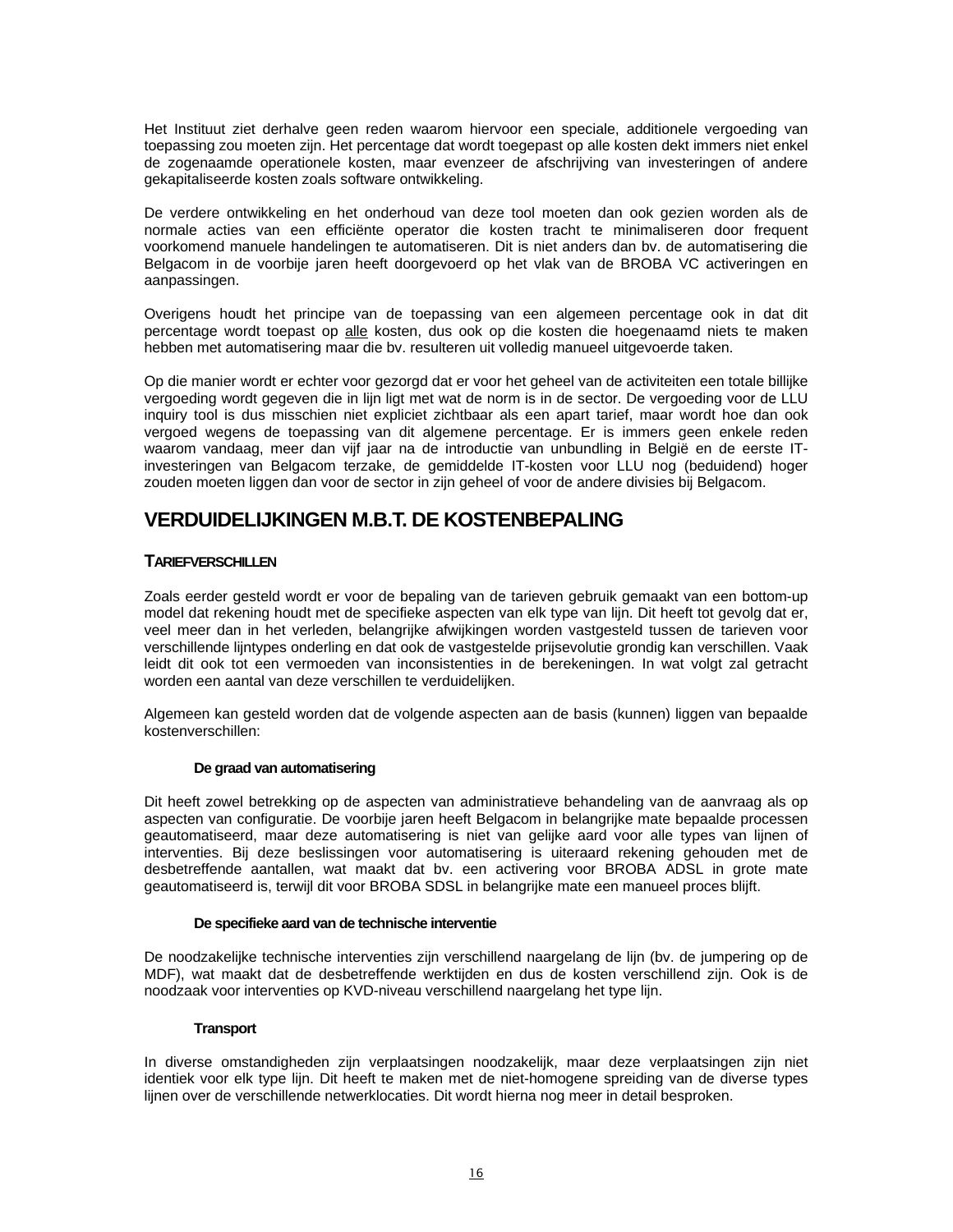Het Instituut ziet derhalve geen reden waarom hiervoor een speciale, additionele vergoeding van toepassing zou moeten zijn. Het percentage dat wordt toegepast op alle kosten dekt immers niet enkel de zogenaamde operationele kosten, maar evenzeer de afschrijving van investeringen of andere gekapitaliseerde kosten zoals software ontwikkeling.

De verdere ontwikkeling en het onderhoud van deze tool moeten dan ook gezien worden als de normale acties van een efficiënte operator die kosten tracht te minimaliseren door frequent voorkomend manuele handelingen te automatiseren. Dit is niet anders dan bv. de automatisering die Belgacom in de voorbije jaren heeft doorgevoerd op het vlak van de BROBA VC activeringen en aanpassingen.

Overigens houdt het principe van de toepassing van een algemeen percentage ook in dat dit percentage wordt toepast op <u>alle</u> kosten, dus ook op die kosten die hoegenaamd niets te maken hebben met automatisering maar die bv. resulteren uit volledig manueel uitgevoerde taken.

Op die manier wordt er echter voor gezorgd dat er voor het geheel van de activiteiten een totale billijke vergoeding wordt gegeven die in lijn ligt met wat de norm is in de sector. De vergoeding voor de LLU inquiry tool is dus misschien niet expliciet zichtbaar als een apart tarief, maar wordt hoe dan ook vergoed wegens de toepassing van dit algemene percentage. Er is immers geen enkele reden waarom vandaag, meer dan vijf jaar na de introductie van unbundling in België en de eerste IT-investeringen van Belgacom terzake, de gemiddelde IT-kosten voor LLU nog (beduidend) hoger zouden moeten liggen dan voor de sector in zijn geheel of voor de andere divisies bij Belgacom.

## VERDUIDELIJKINGEN M.B.T. DE KOSTENBEPALING

### TARIEFVERSCHILLEN

Zoals eerder gesteld wordt er voor de bepaling van de tarieven gebruik gemaakt van een bottom-up model dat rekening houdt met de specifieke aspecten van elk type van lijn. Dit heeft tot gevolg dat er, veel meer dan in het verleden, belangrijke afwijkingen worden vastgesteld tussen de tarieven voor verschillende lijntypes onderling en dat ook de vastgestelde prijsevolutie grondig kan verschillen. Vaak leidt dit ook tot een vermoeden van inconsistenties in de berekeningen. In wat volgt zal getracht worden een aantal van deze verschillen te verduidelijken.

Algemeen kan gesteld worden dat de volgende aspecten aan de basis (kunnen) liggen van bepaalde kostenverschillen:

#### De graad van automatisering

Dit heeft zowel betrekking op de aspecten van administratieve behandeling van de aanvraag als op aspecten van configuratie. De voorbije jaren heeft Belgacom in belangrijke mate bepaalde processen geautomatiseerd, maar deze automatisering is niet van gelijke aard voor alle types van lijnen of interventies. Bij deze beslissingen voor automatisering is uiteraard rekening gehouden met de desbetreffende aantallen, wat maakt dat bv. een activering voor BROBA ADSL in grote mate geautomatiseerd is, terwijl dit voor BROBA SDSL in belangrijke mate een manueel proces blijft.

#### De specifieke aard van de technische interventie

De noodzakelijke technische interventies zijn verschillend naargelang de lijn (bv. de jumpering op de MDF), wat maakt dat de desbetreffende werktijden en dus de kosten verschillend zijn. Ook is de noodzaak voor interventies op KVD-niveau verschillend naargelang het type lijn.

#### Transport

In diverse omstandigheden zijn verplaatsingen noodzakelijk, maar deze verplaatsingen zijn niet identiek voor elk type lijn. Dit heeft te maken met de niet-homogene spreiding van de diverse types lijnen over de verschillende netwerklocaties. Dit wordt hierna nog meer in detail besproken.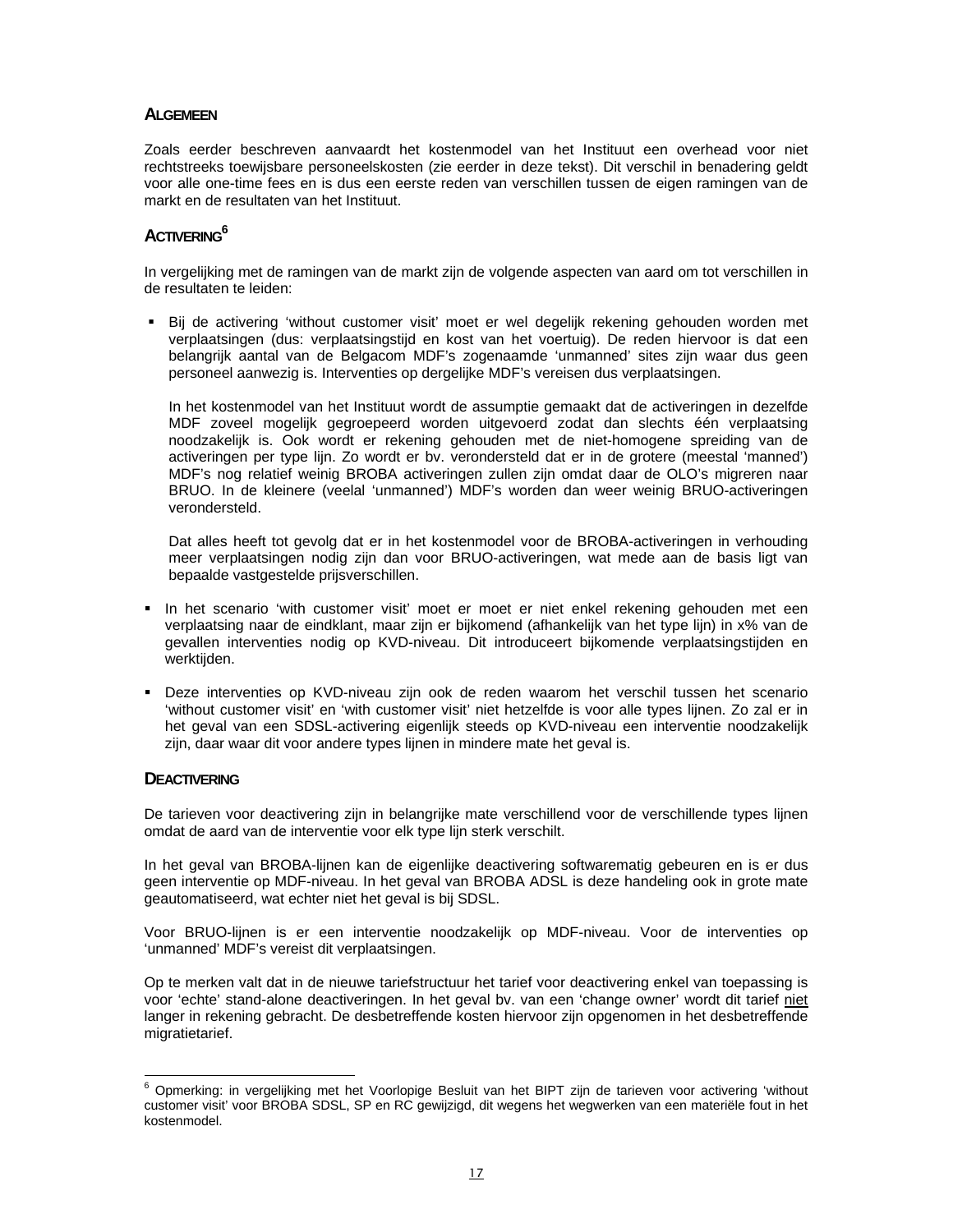### ALGEMEEN

Zoals eerder beschreven aanvaardt het kostenmodel van het Instituut een overhead voor niet rechtstreeks toewijsbare personeelskosten (zie eerder in deze tekst). Dit verschil in benadering geldt voor alle one-time fees en is dus een eerste reden van verschillen tussen de eigen ramingen van de markt en de resultaten van het Instituut.

### ACTIVERING[6]

In vergelijking met de ramingen van de markt zijn de volgende aspecten van aard om tot verschillen in de resultaten te leiden:

- Bij de activering 'without customer visit' moet er wel degelijk rekening gehouden worden met verplaatsingen (dus: verplaatsingstijd en kost van het voertuig). De reden hiervoor is dat een belangrijk aantal van de Belgacom MDF's zogenaamde 'unmanned' sites zijn waar dus geen personeel aanwezig is. Interventies op dergelijke MDF's vereisen dus verplaatsingen.

  In het kostenmodel van het Instituut wordt de assumptie gemaakt dat de activeringen in dezelfde MDF zoveel mogelijk gegroepeerd worden uitgevoerd zodat dan slechts één verplaatsing noodzakelijk is. Ook wordt er rekening gehouden met de niet-homogene spreiding van de activeringen per type lijn. Zo wordt er bv. verondersteld dat er in de grotere (meestal 'manned') MDF's nog relatief weinig BROBA activeringen zullen zijn omdat daar de OLO's migreren naar BRUO. In de kleinere (veelal 'unmanned') MDF's worden dan weer weinig BRUO-activeringen verondersteld.

  Dat alles heeft tot gevolg dat er in het kostenmodel voor de BROBA-activeringen in verhouding meer verplaatsingen nodig zijn dan voor BRUO-activeringen, wat mede aan de basis ligt van bepaalde vastgestelde prijsverschillen.

- In het scenario 'with customer visit' moet er moet er niet enkel rekening gehouden met een verplaatsing naar de eindklant, maar zijn er bijkomend (afhankelijk van het type lijn) in x% van de gevallen interventies nodig op KVD-niveau. Dit introduceert bijkomende verplaatsingstijden en werktijden.

- Deze interventies op KVD-niveau zijn ook de reden waarom het verschil tussen het scenario 'without customer visit' en 'with customer visit' niet hetzelfde is voor alle types lijnen. Zo zal er in het geval van een SDSL-activering eigenlijk steeds op KVD-niveau een interventie noodzakelijk zijn, daar waar dit voor andere types lijnen in mindere mate het geval is.

### DEACTIVERING

De tarieven voor deactivering zijn in belangrijke mate verschillend voor de verschillende types lijnen omdat de aard van de interventie voor elk type lijn sterk verschilt.

In het geval van BROBA-lijnen kan de eigenlijke deactivering softwarematig gebeuren en is er dus geen interventie op MDF-niveau. In het geval van BROBA ADSL is deze handeling ook in grote mate geautomatiseerd, wat echter niet het geval is bij SDSL.

Voor BRUO-lijnen is er een interventie noodzakelijk op MDF-niveau. Voor de interventies op 'unmanned' MDF's vereist dit verplaatsingen.

Op te merken valt dat in de nieuwe tariefstructuur het tarief voor deactivering enkel van toepassing is voor 'echte' stand-alone deactiveringen. In het geval bv. van een 'change owner' wordt dit tarief niet langer in rekening gebracht. De desbetreffende kosten hiervoor zijn opgenomen in het desbetreffende migratietarief.

---

[6] Opmerking: in vergelijking met het Voorlopige Besluit van het BIPT zijn de tarieven voor activering 'without customer visit' voor BROBA SDSL, SP en RC gewijzigd, dit wegens het wegwerken van een materiële fout in het kostenmodel.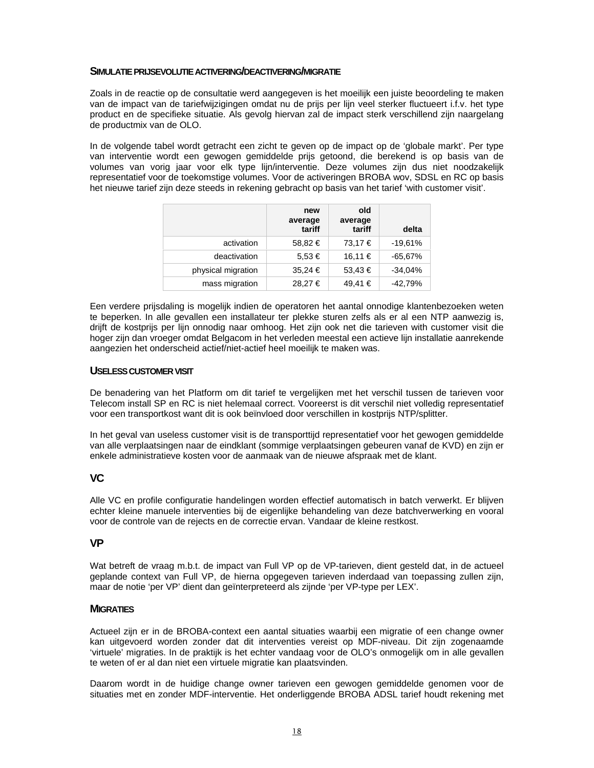### SIMULATIE PRIJSEVOLUTIE ACTIVERING/DEACTIVERING/MIGRATIE

Zoals in de reactie op de consultatie werd aangegeven is het moeilijk een juiste beoordeling te maken van de impact van de tariefwijzigingen omdat nu de prijs per lijn veel sterker fluctueert i.f.v. het type product en de specifieke situatie. Als gevolg hiervan zal de impact sterk verschillend zijn naargelang de productmix van de OLO.

In de volgende tabel wordt getracht een zicht te geven op de impact op de 'globale markt'. Per type van interventie wordt een gewogen gemiddelde prijs getoond, die berekend is op basis van de volumes van vorig jaar voor elk type lijn/interventie. Deze volumes zijn dus niet noodzakelijk representatief voor de toekomstige volumes. Voor de activeringen BROBA wov, SDSL en RC op basis het nieuwe tarief zijn deze steeds in rekening gebracht op basis van het tarief 'with customer visit'.

| | new average tariff | old average tariff | delta |
|---|---|---|---|
| activation | 58,82 € | 73,17 € | -19,61% |
| deactivation | 5,53 € | 16,11 € | -65,67% |
| physical migration | 35,24 € | 53,43 € | -34,04% |
| mass migration | 28,27 € | 49,41 € | -42,79% |

Een verdere prijsdaling is mogelijk indien de operatoren het aantal onnodige klantenbezoeken weten te beperken. In alle gevallen een installateur ter plekke sturen zelfs als er al een NTP aanwezig is, drijft de kostprijs per lijn onnodig naar omhoog. Het zijn ook net die tarieven with customer visit die hoger zijn dan vroeger omdat Belgacom in het verleden meestal een actieve lijn installatie aanrekende aangezien het onderscheid actief/niet-actief heel moeilijk te maken was.

### USELESS CUSTOMER VISIT

De benadering van het Platform om dit tarief te vergelijken met het verschil tussen de tarieven voor Telecom install SP en RC is niet helemaal correct. Vooreerst is dit verschil niet volledig representatief voor een transportkost want dit is ook beïnvloed door verschillen in kostprijs NTP/splitter.

In het geval van useless customer visit is de transporttijd representatief voor het gewogen gemiddelde van alle verplaatsingen naar de eindklant (sommige verplaatsingen gebeuren vanaf de KVD) en zijn er enkele administratieve kosten voor de aanmaak van de nieuwe afspraak met de klant.

## VC

Alle VC en profile configuratie handelingen worden effectief automatisch in batch verwerkt. Er blijven echter kleine manuele interventies bij de eigenlijke behandeling van deze batchverwerking en vooral voor de controle van de rejects en de correctie ervan. Vandaar de kleine restkost.

## VP

Wat betreft de vraag m.b.t. de impact van Full VP op de VP-tarieven, dient gesteld dat, in de actueel geplande context van Full VP, de hierna opgegeven tarieven inderdaad van toepassing zullen zijn, maar de notie 'per VP' dient dan geïnterpreteerd als zijnde 'per VP-type per LEX'.

### MIGRATIES

Actueel zijn er in de BROBA-context een aantal situaties waarbij een migratie of een change owner kan uitgevoerd worden zonder dat dit interventies vereist op MDF-niveau. Dit zijn zogenaamde 'virtuele' migraties. In de praktijk is het echter vandaag voor de OLO's onmogelijk om in alle gevallen te weten of er al dan niet een virtuele migratie kan plaatsvinden.

Daarom wordt in de huidige change owner tarieven een gewogen gemiddelde genomen voor de situaties met en zonder MDF-interventie. Het onderliggende BROBA ADSL tarief houdt rekening met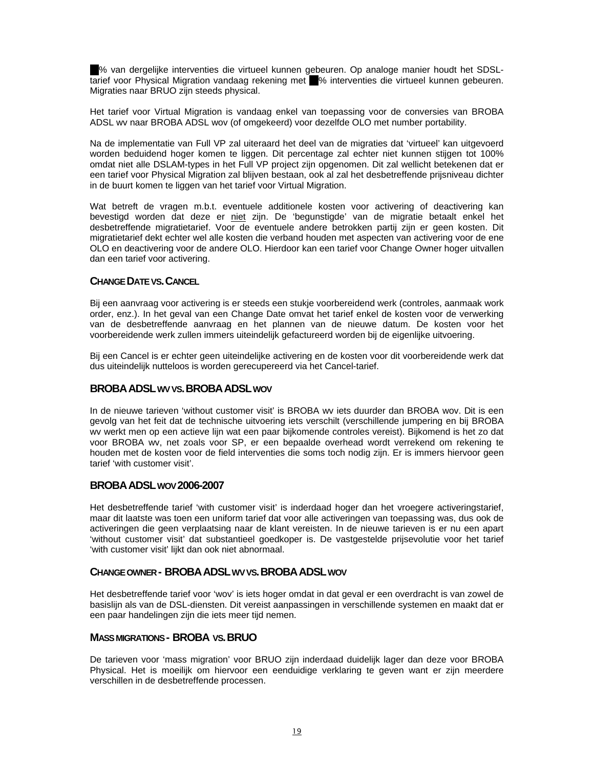██% van dergelijke interventies die virtueel kunnen gebeuren. Op analoge manier houdt het SDSL-tarief voor Physical Migration vandaag rekening met ██% interventies die virtueel kunnen gebeuren. Migraties naar BRUO zijn steeds physical.

Het tarief voor Virtual Migration is vandaag enkel van toepassing voor de conversies van BROBA ADSL wv naar BROBA ADSL wov (of omgekeerd) voor dezelfde OLO met number portability.

Na de implementatie van Full VP zal uiteraard het deel van de migraties dat 'virtueel' kan uitgevoerd worden beduidend hoger komen te liggen. Dit percentage zal echter niet kunnen stijgen tot 100% omdat niet alle DSLAM-types in het Full VP project zijn opgenomen. Dit zal wellicht betekenen dat er een tarief voor Physical Migration zal blijven bestaan, ook al zal het desbetreffende prijsniveau dichter in de buurt komen te liggen van het tarief voor Virtual Migration.

Wat betreft de vragen m.b.t. eventuele additionele kosten voor activering of deactivering kan bevestigd worden dat deze er niet zijn. De 'begunstigde' van de migratie betaalt enkel het desbetreffende migratietarief. Voor de eventuele andere betrokken partij zijn er geen kosten. Dit migratietarief dekt echter wel alle kosten die verband houden met aspecten van activering voor de ene OLO en deactivering voor de andere OLO. Hierdoor kan een tarief voor Change Owner hoger uitvallen dan een tarief voor activering.

#### CHANGE DATE VS. CANCEL

Bij een aanvraag voor activering is er steeds een stukje voorbereidend werk (controles, aanmaak work order, enz.). In het geval van een Change Date omvat het tarief enkel de kosten voor de verwerking van de desbetreffende aanvraag en het plannen van de nieuwe datum. De kosten voor het voorbereidende werk zullen immers uiteindelijk gefactureerd worden bij de eigenlijke uitvoering.

Bij een Cancel is er echter geen uiteindelijke activering en de kosten voor dit voorbereidende werk dat dus uiteindelijk nutteloos is worden gerecupereerd via het Cancel-tarief.

### BROBA ADSL WV VS. BROBA ADSL WOV

In de nieuwe tarieven 'without customer visit' is BROBA wv iets duurder dan BROBA wov. Dit is een gevolg van het feit dat de technische uitvoering iets verschilt (verschillende jumpering en bij BROBA wv werkt men op een actieve lijn wat een paar bijkomende controles vereist). Bijkomend is het zo dat voor BROBA wv, net zoals voor SP, er een bepaalde overhead wordt verrekend om rekening te houden met de kosten voor de field interventies die soms toch nodig zijn. Er is immers hiervoor geen tarief 'with customer visit'.

### BROBA ADSL WOV 2006-2007

Het desbetreffende tarief 'with customer visit' is inderdaad hoger dan het vroegere activeringstarief, maar dit laatste was toen een uniform tarief dat voor alle activeringen van toepassing was, dus ook de activeringen die geen verplaatsing naar de klant vereisten. In de nieuwe tarieven is er nu een apart 'without customer visit' dat substantieel goedkoper is. De vastgestelde prijsevolutie voor het tarief 'with customer visit' lijkt dan ook niet abnormaal.

#### CHANGE OWNER - BROBA ADSL WV VS. BROBA ADSL WOV

Het desbetreffende tarief voor 'wov' is iets hoger omdat in dat geval er een overdracht is van zowel de basislijn als van de DSL-diensten. Dit vereist aanpassingen in verschillende systemen en maakt dat er een paar handelingen zijn die iets meer tijd nemen.

#### MASS MIGRATIONS - BROBA VS. BRUO

De tarieven voor 'mass migration' voor BRUO zijn inderdaad duidelijk lager dan deze voor BROBA Physical. Het is moeilijk om hiervoor een eenduidige verklaring te geven want er zijn meerdere verschillen in de desbetreffende processen.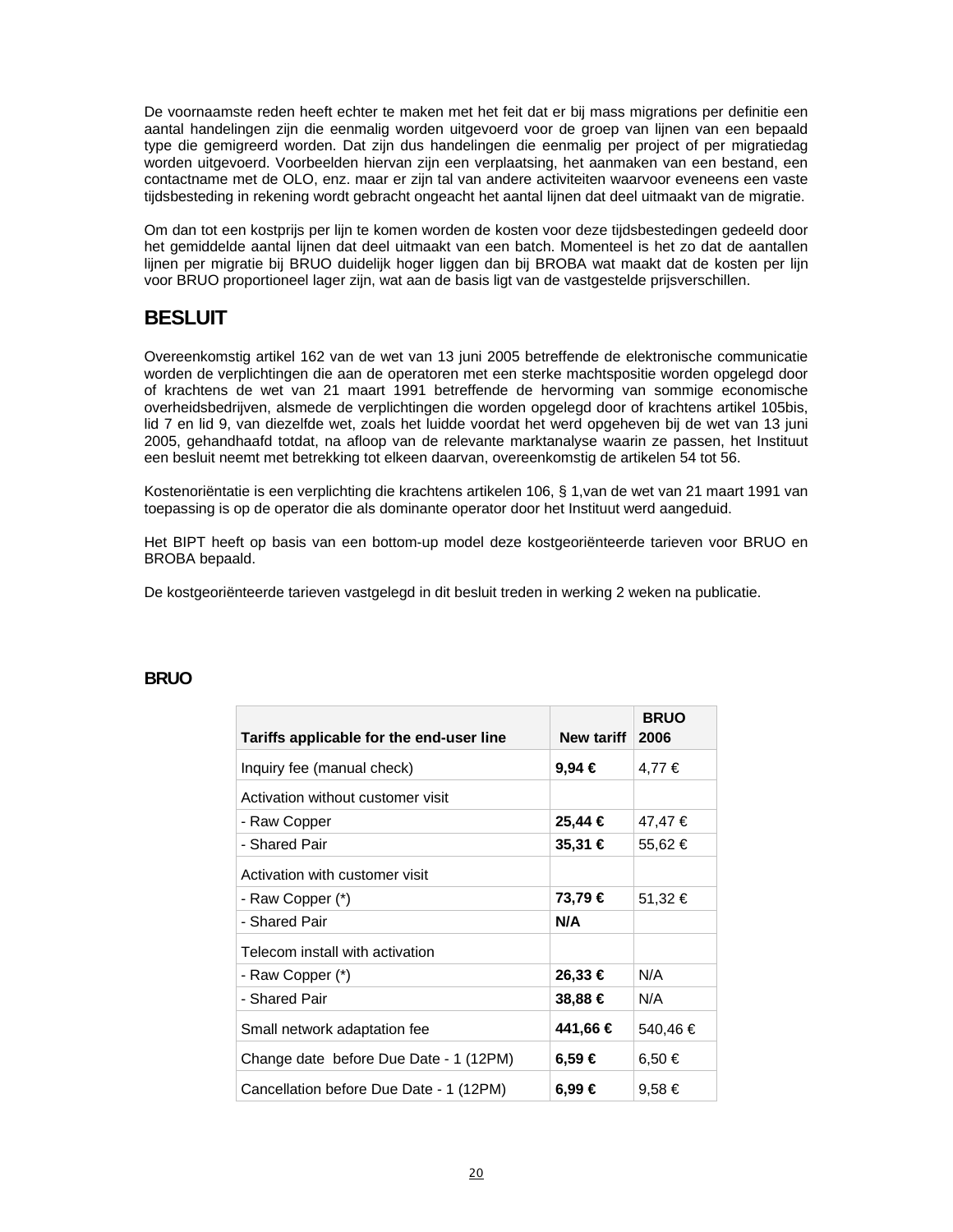De voornaamste reden heeft echter te maken met het feit dat er bij mass migrations per definitie een aantal handelingen zijn die eenmalig worden uitgevoerd voor de groep van lijnen van een bepaald type die gemigreerd worden. Dat zijn dus handelingen die eenmalig per project of per migratiedag worden uitgevoerd. Voorbeelden hiervan zijn een verplaatsing, het aanmaken van een bestand, een contactname met de OLO, enz. maar er zijn tal van andere activiteiten waarvoor eveneens een vaste tijdsbesteding in rekening wordt gebracht ongeacht het aantal lijnen dat deel uitmaakt van de migratie.

Om dan tot een kostprijs per lijn te komen worden de kosten voor deze tijdsbestedingen gedeeld door het gemiddelde aantal lijnen dat deel uitmaakt van een batch. Momenteel is het zo dat de aantallen lijnen per migratie bij BRUO duidelijk hoger liggen dan bij BROBA wat maakt dat de kosten per lijn voor BRUO proportioneel lager zijn, wat aan de basis ligt van de vastgestelde prijsverschillen.

## BESLUIT

Overeenkomstig artikel 162 van de wet van 13 juni 2005 betreffende de elektronische communicatie worden de verplichtingen die aan de operatoren met een sterke machtspositie worden opgelegd door of krachtens de wet van 21 maart 1991 betreffende de hervorming van sommige economische overheidsbedrijven, alsmede de verplichtingen die worden opgelegd door of krachtens artikel 105bis, lid 7 en lid 9, van diezelfde wet, zoals het luidde voordat het werd opgeheven bij de wet van 13 juni 2005, gehandhaafd totdat, na afloop van de relevante marktanalyse waarin ze passen, het Instituut een besluit neemt met betrekking tot elkeen daarvan, overeenkomstig de artikelen 54 tot 56.

Kostenoriëntatie is een verplichting die krachtens artikelen 106, § 1,van de wet van 21 maart 1991 van toepassing is op de operator die als dominante operator door het Instituut werd aangeduid.

Het BIPT heeft op basis van een bottom-up model deze kostgeoriënteerde tarieven voor BRUO en BROBA bepaald.

De kostgeoriënteerde tarieven vastgelegd in dit besluit treden in werking 2 weken na publicatie.

### BRUO

| **Tariffs applicable for the end-user line** | **New tariff** | **BRUO 2006** |
|---|---|---|
| Inquiry fee (manual check) | **9,94 €** | 4,77 € |
| Activation without customer visit | | |
| - Raw Copper | **25,44 €** | 47,47 € |
| - Shared Pair | **35,31 €** | 55,62 € |
| Activation with customer visit | | |
| - Raw Copper (*) | **73,79 €** | 51,32 € |
| - Shared Pair | **N/A** | |
| Telecom install with activation | | |
| - Raw Copper (*) | **26,33 €** | N/A |
| - Shared Pair | **38,88 €** | N/A |
| Small network adaptation fee | **441,66 €** | 540,46 € |
| Change date before Due Date - 1 (12PM) | **6,59 €** | 6,50 € |
| Cancellation before Due Date - 1 (12PM) | **6,99 €** | 9,58 € |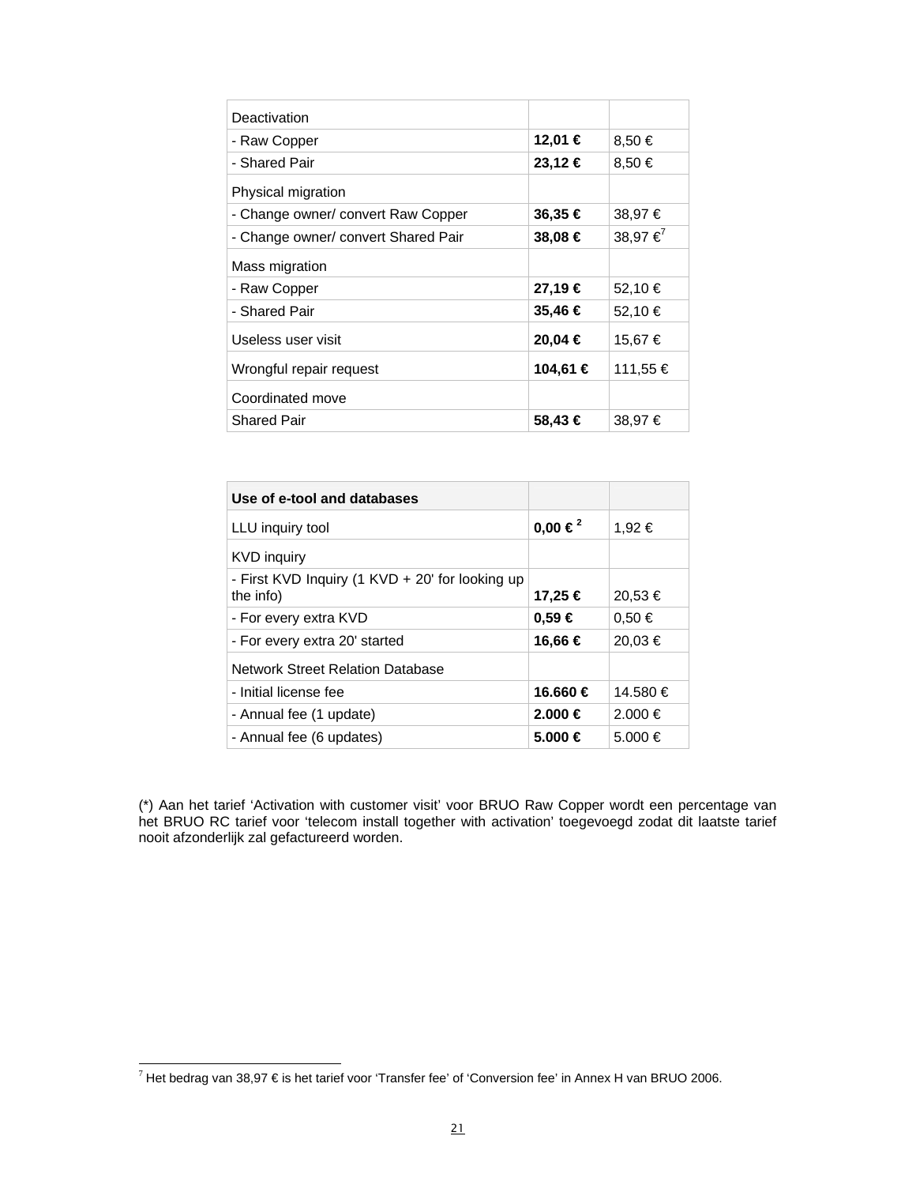| | | |
|---|---|---|
| Deactivation | | |
| - Raw Copper | **12,01 €** | 8,50 € |
| - Shared Pair | **23,12 €** | 8,50 € |
| Physical migration | | |
| - Change owner/ convert Raw Copper | **36,35 €** | 38,97 € |
| - Change owner/ convert Shared Pair | **38,08 €** | 38,97 €[7] |
| Mass migration | | |
| - Raw Copper | **27,19 €** | 52,10 € |
| - Shared Pair | **35,46 €** | 52,10 € |
| Useless user visit | **20,04 €** | 15,67 € |
| Wrongful repair request | **104,61 €** | 111,55 € |
| Coordinated move | | |
| Shared Pair | **58,43 €** | 38,97 € |

| **Use of e-tool and databases** | | |
|---|---|---|
| LLU inquiry tool | **0,00 € [2]** | 1,92 € |
| KVD inquiry | | |
| - First KVD Inquiry (1 KVD + 20' for looking up the info) | **17,25 €** | 20,53 € |
| - For every extra KVD | **0,59 €** | 0,50 € |
| - For every extra 20' started | **16,66 €** | 20,03 € |
| Network Street Relation Database | | |
| - Initial license fee | **16.660 €** | 14.580 € |
| - Annual fee (1 update) | **2.000 €** | 2.000 € |
| - Annual fee (6 updates) | **5.000 €** | 5.000 € |

(*) Aan het tarief 'Activation with customer visit' voor BRUO Raw Copper wordt een percentage van het BRUO RC tarief voor 'telecom install together with activation' toegevoegd zodat dit laatste tarief nooit afzonderlijk zal gefactureerd worden.

[7] Het bedrag van 38,97 € is het tarief voor 'Transfer fee' of 'Conversion fee' in Annex H van BRUO 2006.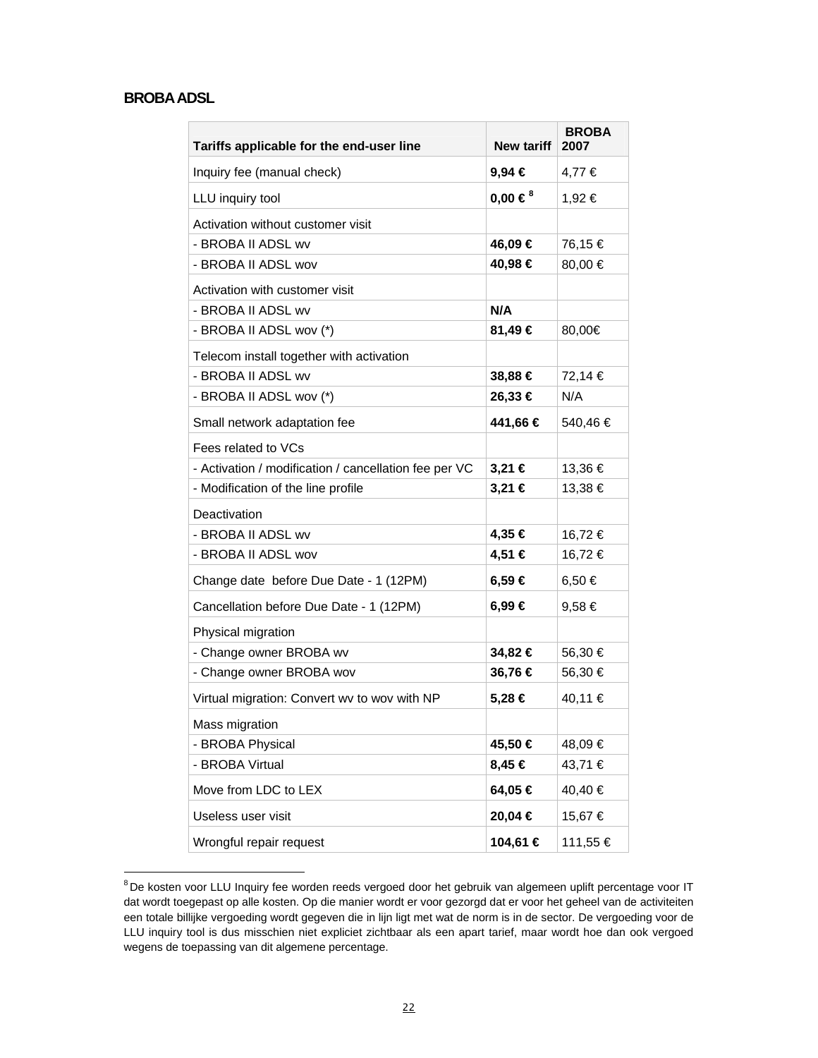## BROBA ADSL

| Tariffs applicable for the end-user line | New tariff | BROBA 2007 |
|---|---|---|
| Inquiry fee (manual check) | **9,94 €** | 4,77 € |
| LLU inquiry tool | **0,00 €** [8] | 1,92 € |
| Activation without customer visit | | |
| - BROBA II ADSL wv | **46,09 €** | 76,15 € |
| - BROBA II ADSL wov | **40,98 €** | 80,00 € |
| Activation with customer visit | | |
| - BROBA II ADSL wv | **N/A** | |
| - BROBA II ADSL wov (*) | **81,49 €** | 80,00€ |
| Telecom install together with activation | | |
| - BROBA II ADSL wv | **38,88 €** | 72,14 € |
| - BROBA II ADSL wov (*) | **26,33 €** | N/A |
| Small network adaptation fee | **441,66 €** | 540,46 € |
| Fees related to VCs | | |
| - Activation / modification / cancellation fee per VC | **3,21 €** | 13,36 € |
| - Modification of the line profile | **3,21 €** | 13,38 € |
| Deactivation | | |
| - BROBA II ADSL wv | **4,35 €** | 16,72 € |
| - BROBA II ADSL wov | **4,51 €** | 16,72 € |
| Change date before Due Date - 1 (12PM) | **6,59 €** | 6,50 € |
| Cancellation before Due Date - 1 (12PM) | **6,99 €** | 9,58 € |
| Physical migration | | |
| - Change owner BROBA wv | **34,82 €** | 56,30 € |
| - Change owner BROBA wov | **36,76 €** | 56,30 € |
| Virtual migration: Convert wv to wov with NP | **5,28 €** | 40,11 € |
| Mass migration | | |
| - BROBA Physical | **45,50 €** | 48,09 € |
| - BROBA Virtual | **8,45 €** | 43,71 € |
| Move from LDC to LEX | **64,05 €** | 40,40 € |
| Useless user visit | **20,04 €** | 15,67 € |
| Wrongful repair request | **104,61 €** | 111,55 € |

[8] De kosten voor LLU Inquiry fee worden reeds vergoed door het gebruik van algemeen uplift percentage voor IT dat wordt toegepast op alle kosten. Op die manier wordt er voor gezorgd dat er voor het geheel van de activiteiten een totale billijke vergoeding wordt gegeven die in lijn ligt met wat de norm is in de sector. De vergoeding voor de LLU inquiry tool is dus misschien niet expliciet zichtbaar als een apart tarief, maar wordt hoe dan ook vergoed wegens de toepassing van dit algemene percentage.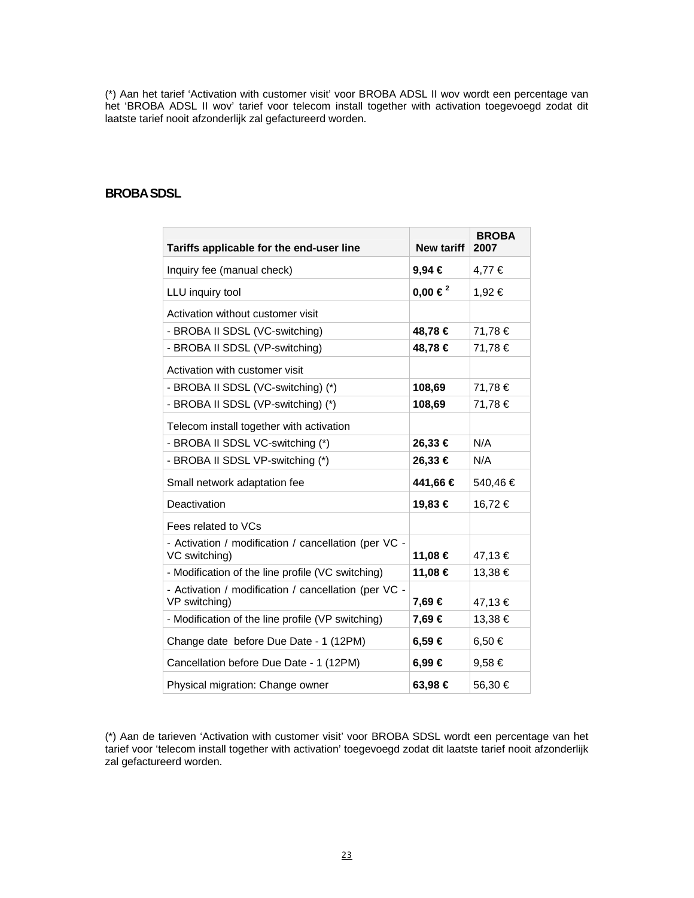(*) Aan het tarief 'Activation with customer visit' voor BROBA ADSL II wov wordt een percentage van het 'BROBA ADSL II wov' tarief voor telecom install together with activation toegevoegd zodat dit laatste tarief nooit afzonderlijk zal gefactureerd worden.

## BROBA SDSL

| Tariffs applicable for the end-user line | New tariff | BROBA 2007 |
|---|---|---|
| Inquiry fee (manual check) | **9,94 €** | 4,77 € |
| LLU inquiry tool | **0,00 €** [2] | 1,92 € |
| Activation without customer visit | | |
| - BROBA II SDSL (VC-switching) | **48,78 €** | 71,78 € |
| - BROBA II SDSL (VP-switching) | **48,78 €** | 71,78 € |
| Activation with customer visit | | |
| - BROBA II SDSL (VC-switching) (*) | **108,69** | 71,78 € |
| - BROBA II SDSL (VP-switching) (*) | **108,69** | 71,78 € |
| Telecom install together with activation | | |
| - BROBA II SDSL VC-switching (*) | **26,33 €** | N/A |
| - BROBA II SDSL VP-switching (*) | **26,33 €** | N/A |
| Small network adaptation fee | **441,66 €** | 540,46 € |
| Deactivation | **19,83 €** | 16,72 € |
| Fees related to VCs | | |
| - Activation / modification / cancellation (per VC - VC switching) | **11,08 €** | 47,13 € |
| - Modification of the line profile (VC switching) | **11,08 €** | 13,38 € |
| - Activation / modification / cancellation (per VC - VP switching) | **7,69 €** | 47,13 € |
| - Modification of the line profile (VP switching) | **7,69 €** | 13,38 € |
| Change date before Due Date - 1 (12PM) | **6,59 €** | 6,50 € |
| Cancellation before Due Date - 1 (12PM) | **6,99 €** | 9,58 € |
| Physical migration: Change owner | **63,98 €** | 56,30 € |

(*) Aan de tarieven 'Activation with customer visit' voor BROBA SDSL wordt een percentage van het tarief voor 'telecom install together with activation' toegevoegd zodat dit laatste tarief nooit afzonderlijk zal gefactureerd worden.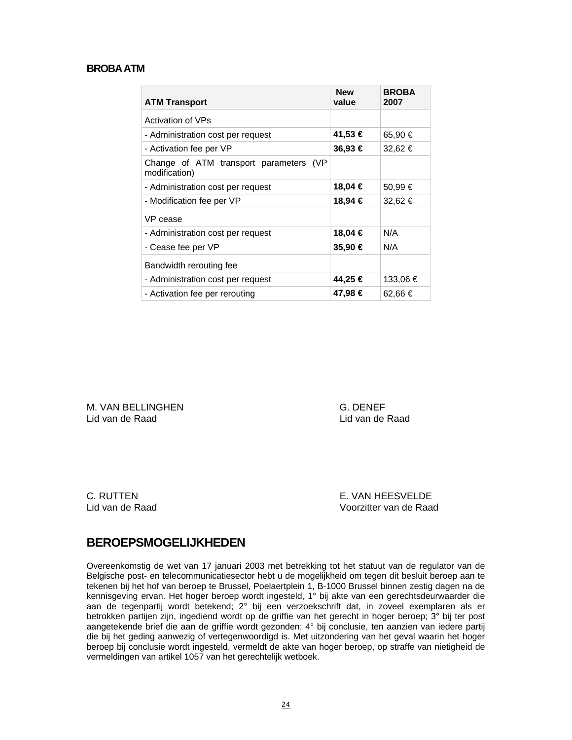### BROBA ATM

| ATM Transport | New value | BROBA 2007 |
|---|---|---|
| Activation of VPs | | |
| - Administration cost per request | **41,53 €** | 65,90 € |
| - Activation fee per VP | **36,93 €** | 32,62 € |
| Change of ATM transport parameters (VP modification) | | |
| - Administration cost per request | **18,04 €** | 50,99 € |
| - Modification fee per VP | **18,94 €** | 32,62 € |
| VP cease | | |
| - Administration cost per request | **18,04 €** | N/A |
| - Cease fee per VP | **35,90 €** | N/A |
| Bandwidth rerouting fee | | |
| - Administration cost per request | **44,25 €** | 133,06 € |
| - Activation fee per rerouting | **47,98 €** | 62,66 € |

M. VAN BELLINGHEN
Lid van de Raad

G. DENEF
Lid van de Raad

C. RUTTEN
Lid van de Raad

E. VAN HEESVELDE
Voorzitter van de Raad

## BEROEPSMOGELIJKHEDEN

Overeenkomstig de wet van 17 januari 2003 met betrekking tot het statuut van de regulator van de Belgische post- en telecommunicatiesector hebt u de mogelijkheid om tegen dit besluit beroep aan te tekenen bij het hof van beroep te Brussel, Poelaertplein 1, B-1000 Brussel binnen zestig dagen na de kennisgeving ervan. Het hoger beroep wordt ingesteld, 1° bij akte van een gerechtsdeurwaarder die aan de tegenpartij wordt betekend; 2° bij een verzoekschrift dat, in zoveel exemplaren als er betrokken partijen zijn, ingediend wordt op de griffie van het gerecht in hoger beroep; 3° bij ter post aangetekende brief die aan de griffie wordt gezonden; 4° bij conclusie, ten aanzien van iedere partij die bij het geding aanwezig of vertegenwoordigd is. Met uitzondering van het geval waarin het hoger beroep bij conclusie wordt ingesteld, vermeldt de akte van hoger beroep, op straffe van nietigheid de vermeldingen van artikel 1057 van het gerechtelijk wetboek.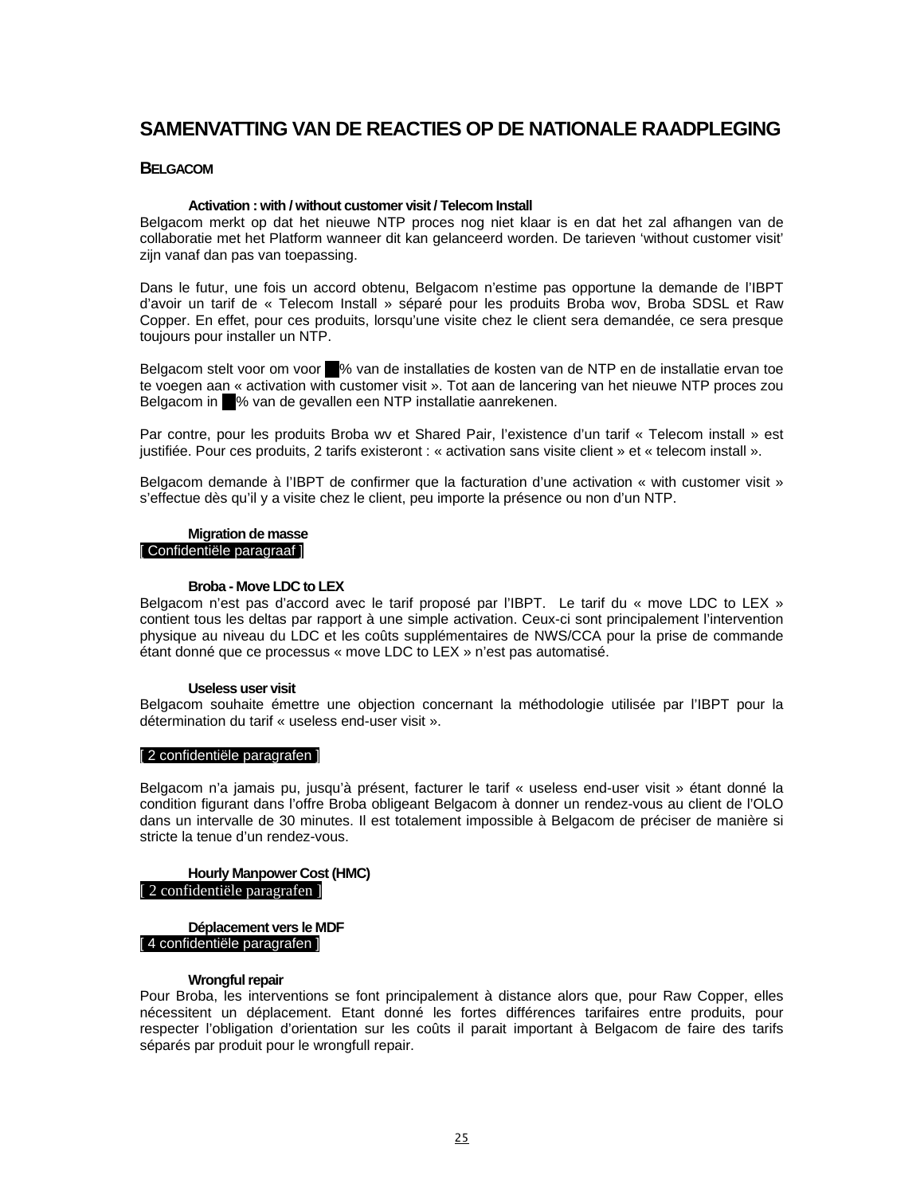# SAMENVATTING VAN DE REACTIES OP DE NATIONALE RAADPLEGING

## BELGACOM

### Activation : with / without customer visit / Telecom Install

Belgacom merkt op dat het nieuwe NTP proces nog niet klaar is en dat het zal afhangen van de collaboratie met het Platform wanneer dit kan gelanceerd worden. De tarieven 'without customer visit' zijn vanaf dan pas van toepassing.

Dans le futur, une fois un accord obtenu, Belgacom n'estime pas opportune la demande de l'IBPT d'avoir un tarif de « Telecom Install » séparé pour les produits Broba wov, Broba SDSL et Raw Copper. En effet, pour ces produits, lorsqu'une visite chez le client sera demandée, ce sera presque toujours pour installer un NTP.

Belgacom stelt voor om voor ██% van de installaties de kosten van de NTP en de installatie ervan toe te voegen aan « activation with customer visit ». Tot aan de lancering van het nieuwe NTP proces zou Belgacom in ██% van de gevallen een NTP installatie aanrekenen.

Par contre, pour les produits Broba wv et Shared Pair, l'existence d'un tarif « Telecom install » est justifiée. Pour ces produits, 2 tarifs existeront : « activation sans visite client » et « telecom install ».

Belgacom demande à l'IBPT de confirmer que la facturation d'une activation « with customer visit » s'effectue dès qu'il y a visite chez le client, peu importe la présence ou non d'un NTP.

### Migration de masse

[ Confidentiële paragraaf ]

### Broba - Move LDC to LEX

Belgacom n'est pas d'accord avec le tarif proposé par l'IBPT. Le tarif du « move LDC to LEX » contient tous les deltas par rapport à une simple activation. Ceux-ci sont principalement l'intervention physique au niveau du LDC et les coûts supplémentaires de NWS/CCA pour la prise de commande étant donné que ce processus « move LDC to LEX » n'est pas automatisé.

### Useless user visit

Belgacom souhaite émettre une objection concernant la méthodologie utilisée par l'IBPT pour la détermination du tarif « useless end-user visit ».

[ 2 confidentiële paragrafen ]

Belgacom n'a jamais pu, jusqu'à présent, facturer le tarif « useless end-user visit » étant donné la condition figurant dans l'offre Broba obligeant Belgacom à donner un rendez-vous au client de l'OLO dans un intervalle de 30 minutes. Il est totalement impossible à Belgacom de préciser de manière si stricte la tenue d'un rendez-vous.

### Hourly Manpower Cost (HMC)

[ 2 confidentiële paragrafen ]

### Déplacement vers le MDF

[ 4 confidentiële paragrafen ]

### Wrongful repair

Pour Broba, les interventions se font principalement à distance alors que, pour Raw Copper, elles nécessitent un déplacement. Etant donné les fortes différences tarifaires entre produits, pour respecter l'obligation d'orientation sur les coûts il parait important à Belgacom de faire des tarifs séparés par produit pour le wrongfull repair.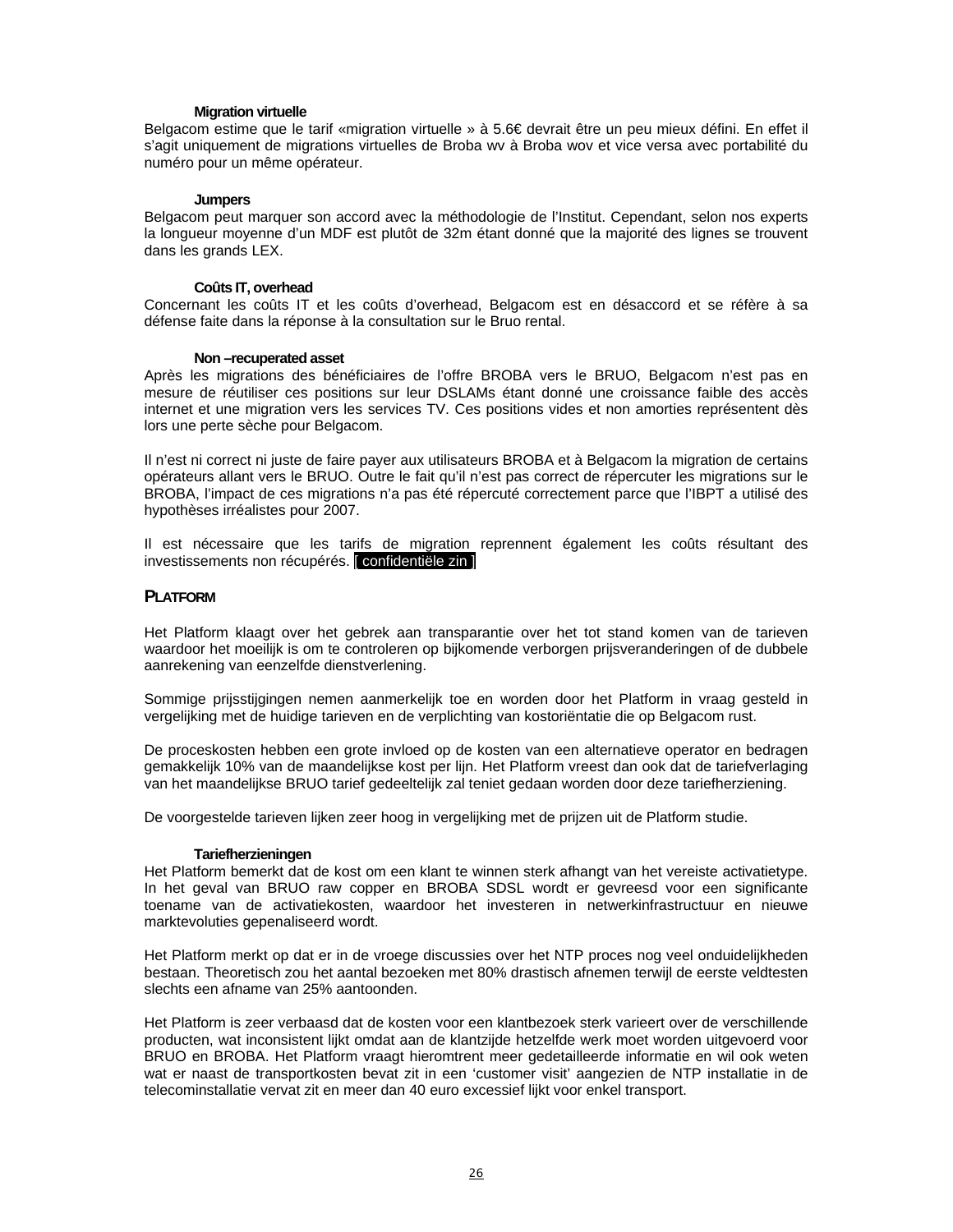#### Migration virtuelle

Belgacom estime que le tarif «migration virtuelle » à 5.6€ devrait être un peu mieux défini. En effet il s'agit uniquement de migrations virtuelles de Broba wv à Broba wov et vice versa avec portabilité du numéro pour un même opérateur.

#### Jumpers

Belgacom peut marquer son accord avec la méthodologie de l'Institut. Cependant, selon nos experts la longueur moyenne d'un MDF est plutôt de 32m étant donné que la majorité des lignes se trouvent dans les grands LEX.

#### Coûts IT, overhead

Concernant les coûts IT et les coûts d'overhead, Belgacom est en désaccord et se réfère à sa défense faite dans la réponse à la consultation sur le Bruo rental.

#### Non –recuperated asset

Après les migrations des bénéficiaires de l'offre BROBA vers le BRUO, Belgacom n'est pas en mesure de réutiliser ces positions sur leur DSLAMs étant donné une croissance faible des accès internet et une migration vers les services TV. Ces positions vides et non amorties représentent dès lors une perte sèche pour Belgacom.

Il n'est ni correct ni juste de faire payer aux utilisateurs BROBA et à Belgacom la migration de certains opérateurs allant vers le BRUO. Outre le fait qu'il n'est pas correct de répercuter les migrations sur le BROBA, l'impact de ces migrations n'a pas été répercuté correctement parce que l'IBPT a utilisé des hypothèses irréalistes pour 2007.

Il est nécessaire que les tarifs de migration reprennent également les coûts résultant des investissements non récupérés. [ confidentiële zin ]

## PLATFORM

Het Platform klaagt over het gebrek aan transparantie over het tot stand komen van de tarieven waardoor het moeilijk is om te controleren op bijkomende verborgen prijsveranderingen of de dubbele aanrekening van eenzelfde dienstverlening.

Sommige prijsstijgingen nemen aanmerkelijk toe en worden door het Platform in vraag gesteld in vergelijking met de huidige tarieven en de verplichting van kostoriëntatie die op Belgacom rust.

De proceskosten hebben een grote invloed op de kosten van een alternatieve operator en bedragen gemakkelijk 10% van de maandelijkse kost per lijn. Het Platform vreest dan ook dat de tariefverlaging van het maandelijkse BRUO tarief gedeeltelijk zal teniet gedaan worden door deze tariefherziening.

De voorgestelde tarieven lijken zeer hoog in vergelijking met de prijzen uit de Platform studie.

#### Tariefherzieningen

Het Platform bemerkt dat de kost om een klant te winnen sterk afhangt van het vereiste activatietype. In het geval van BRUO raw copper en BROBA SDSL wordt er gevreesd voor een significante toename van de activatiekosten, waardoor het investeren in netwerkinfrastructuur en nieuwe marktevoluties gepenaliseerd wordt.

Het Platform merkt op dat er in de vroege discussies over het NTP proces nog veel onduidelijkheden bestaan. Theoretisch zou het aantal bezoeken met 80% drastisch afnemen terwijl de eerste veldtesten slechts een afname van 25% aantoonden.

Het Platform is zeer verbaasd dat de kosten voor een klantbezoek sterk varieert over de verschillende producten, wat inconsistent lijkt omdat aan de klantzijde hetzelfde werk moet worden uitgevoerd voor BRUO en BROBA. Het Platform vraagt hieromtrent meer gedetailleerde informatie en wil ook weten wat er naast de transportkosten bevat zit in een 'customer visit' aangezien de NTP installatie in de telecominstallatie vervat zit en meer dan 40 euro excessief lijkt voor enkel transport.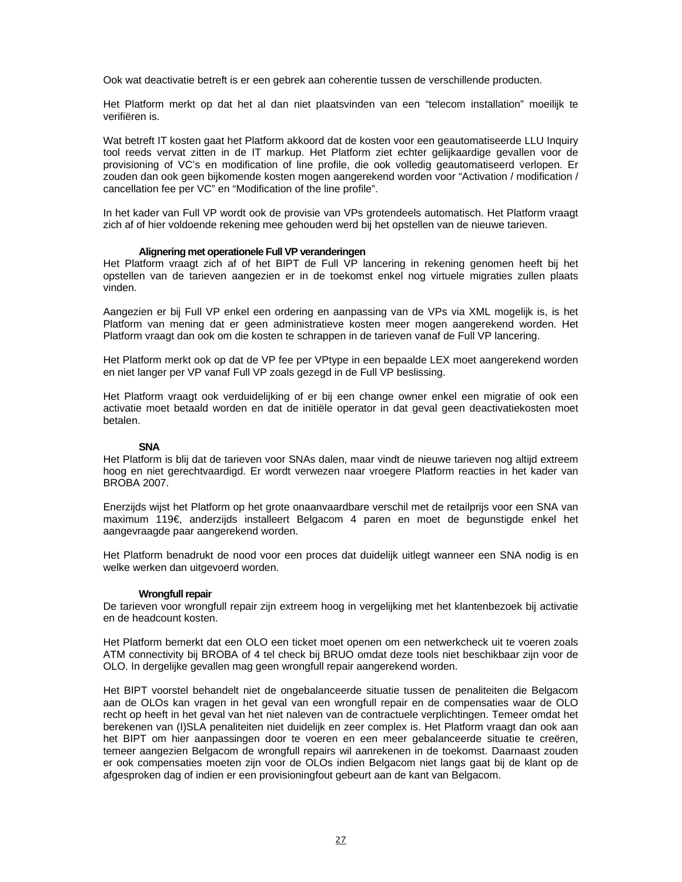Ook wat deactivatie betreft is er een gebrek aan coherentie tussen de verschillende producten.

Het Platform merkt op dat het al dan niet plaatsvinden van een “telecom installation” moeilijk te verifiëren is.

Wat betreft IT kosten gaat het Platform akkoord dat de kosten voor een geautomatiseerde LLU Inquiry tool reeds vervat zitten in de IT markup. Het Platform ziet echter gelijkaardige gevallen voor de provisioning of VC’s en modification of line profile, die ook volledig geautomatiseerd verlopen. Er zouden dan ook geen bijkomende kosten mogen aangerekend worden voor “Activation / modification / cancellation fee per VC” en “Modification of the line profile”.

In het kader van Full VP wordt ook de provisie van VPs grotendeels automatisch. Het Platform vraagt zich af of hier voldoende rekening mee gehouden werd bij het opstellen van de nieuwe tarieven.

**Alignering met operationele Full VP veranderingen**

Het Platform vraagt zich af of het BIPT de Full VP lancering in rekening genomen heeft bij het opstellen van de tarieven aangezien er in de toekomst enkel nog virtuele migraties zullen plaats vinden.

Aangezien er bij Full VP enkel een ordering en aanpassing van de VPs via XML mogelijk is, is het Platform van mening dat er geen administratieve kosten meer mogen aangerekend worden. Het Platform vraagt dan ook om die kosten te schrappen in de tarieven vanaf de Full VP lancering.

Het Platform merkt ook op dat de VP fee per VPtype in een bepaalde LEX moet aangerekend worden en niet langer per VP vanaf Full VP zoals gezegd in de Full VP beslissing.

Het Platform vraagt ook verduidelijking of er bij een change owner enkel een migratie of ook een activatie moet betaald worden en dat de initiële operator in dat geval geen deactivatiekosten moet betalen.

**SNA**

Het Platform is blij dat de tarieven voor SNAs dalen, maar vindt de nieuwe tarieven nog altijd extreem hoog en niet gerechtvaardigd. Er wordt verwezen naar vroegere Platform reacties in het kader van BROBA 2007.

Enerzijds wijst het Platform op het grote onaanvaardbare verschil met de retailprijs voor een SNA van maximum 119€, anderzijds installeert Belgacom 4 paren en moet de begunstigde enkel het aangevraagde paar aangerekend worden.

Het Platform benadrukt de nood voor een proces dat duidelijk uitlegt wanneer een SNA nodig is en welke werken dan uitgevoerd worden.

**Wrongfull repair**

De tarieven voor wrongfull repair zijn extreem hoog in vergelijking met het klantenbezoek bij activatie en de headcount kosten.

Het Platform bemerkt dat een OLO een ticket moet openen om een netwerkcheck uit te voeren zoals ATM connectivity bij BROBA of 4 tel check bij BRUO omdat deze tools niet beschikbaar zijn voor de OLO. In dergelijke gevallen mag geen wrongfull repair aangerekend worden.

Het BIPT voorstel behandelt niet de ongebalanceerde situatie tussen de penaliteiten die Belgacom aan de OLOs kan vragen in het geval van een wrongfull repair en de compensaties waar de OLO recht op heeft in het geval van het niet naleven van de contractuele verplichtingen. Temeer omdat het berekenen van (I)SLA penaliteiten niet duidelijk en zeer complex is. Het Platform vraagt dan ook aan het BIPT om hier aanpassingen door te voeren en een meer gebalanceerde situatie te creëren, temeer aangezien Belgacom de wrongfull repairs wil aanrekenen in de toekomst. Daarnaast zouden er ook compensaties moeten zijn voor de OLOs indien Belgacom niet langs gaat bij de klant op de afgesproken dag of indien er een provisioningfout gebeurt aan de kant van Belgacom.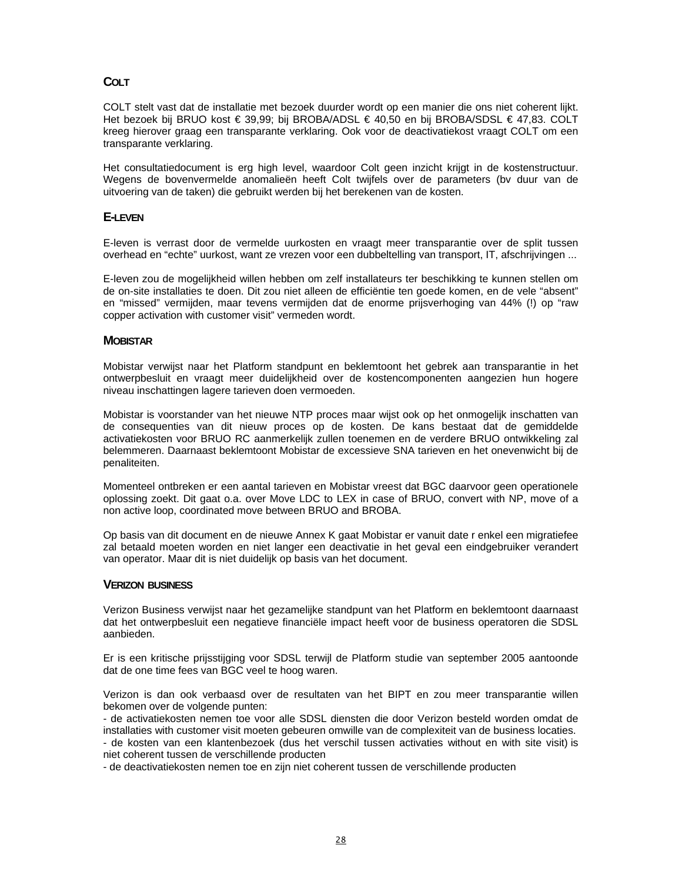### COLT

COLT stelt vast dat de installatie met bezoek duurder wordt op een manier die ons niet coherent lijkt. Het bezoek bij BRUO kost € 39,99; bij BROBA/ADSL € 40,50 en bij BROBA/SDSL € 47,83. COLT kreeg hierover graag een transparante verklaring. Ook voor de deactivatiekost vraagt COLT om een transparante verklaring.

Het consultatiedocument is erg high level, waardoor Colt geen inzicht krijgt in de kostenstructuur. Wegens de bovenvermelde anomalieën heeft Colt twijfels over de parameters (bv duur van de uitvoering van de taken) die gebruikt werden bij het berekenen van de kosten.

### E-LEVEN

E-leven is verrast door de vermelde uurkosten en vraagt meer transparantie over de split tussen overhead en "echte" uurkost, want ze vrezen voor een dubbeltelling van transport, IT, afschrijvingen ...

E-leven zou de mogelijkheid willen hebben om zelf installateurs ter beschikking te kunnen stellen om de on-site installaties te doen. Dit zou niet alleen de efficiëntie ten goede komen, en de vele "absent" en "missed" vermijden, maar tevens vermijden dat de enorme prijsverhoging van 44% (!) op "raw copper activation with customer visit" vermeden wordt.

### MOBISTAR

Mobistar verwijst naar het Platform standpunt en beklemtoont het gebrek aan transparantie in het ontwerpbesluit en vraagt meer duidelijkheid over de kostencomponenten aangezien hun hogere niveau inschattingen lagere tarieven doen vermoeden.

Mobistar is voorstander van het nieuwe NTP proces maar wijst ook op het onmogelijk inschatten van de consequenties van dit nieuw proces op de kosten. De kans bestaat dat de gemiddelde activatiekosten voor BRUO RC aanmerkelijk zullen toenemen en de verdere BRUO ontwikkeling zal belemmeren. Daarnaast beklemtoont Mobistar de excessieve SNA tarieven en het onevenwicht bij de penaliteiten.

Momenteel ontbreken er een aantal tarieven en Mobistar vreest dat BGC daarvoor geen operationele oplossing zoekt. Dit gaat o.a. over Move LDC to LEX in case of BRUO, convert with NP, move of a non active loop, coordinated move between BRUO and BROBA.

Op basis van dit document en de nieuwe Annex K gaat Mobistar er vanuit date r enkel een migratiefee zal betaald moeten worden en niet langer een deactivatie in het geval een eindgebruiker verandert van operator. Maar dit is niet duidelijk op basis van het document.

### VERIZON BUSINESS

Verizon Business verwijst naar het gezamelijke standpunt van het Platform en beklemtoont daarnaast dat het ontwerpbesluit een negatieve financiële impact heeft voor de business operatoren die SDSL aanbieden.

Er is een kritische prijsstijging voor SDSL terwijl de Platform studie van september 2005 aantoonde dat de one time fees van BGC veel te hoog waren.

Verizon is dan ook verbaasd over de resultaten van het BIPT en zou meer transparantie willen bekomen over de volgende punten:
- de activatiekosten nemen toe voor alle SDSL diensten die door Verizon besteld worden omdat de installaties with customer visit moeten gebeuren omwille van de complexiteit van de business locaties.
- de kosten van een klantenbezoek (dus het verschil tussen activaties without en with site visit) is niet coherent tussen de verschillende producten
- de deactivatiekosten nemen toe en zijn niet coherent tussen de verschillende producten